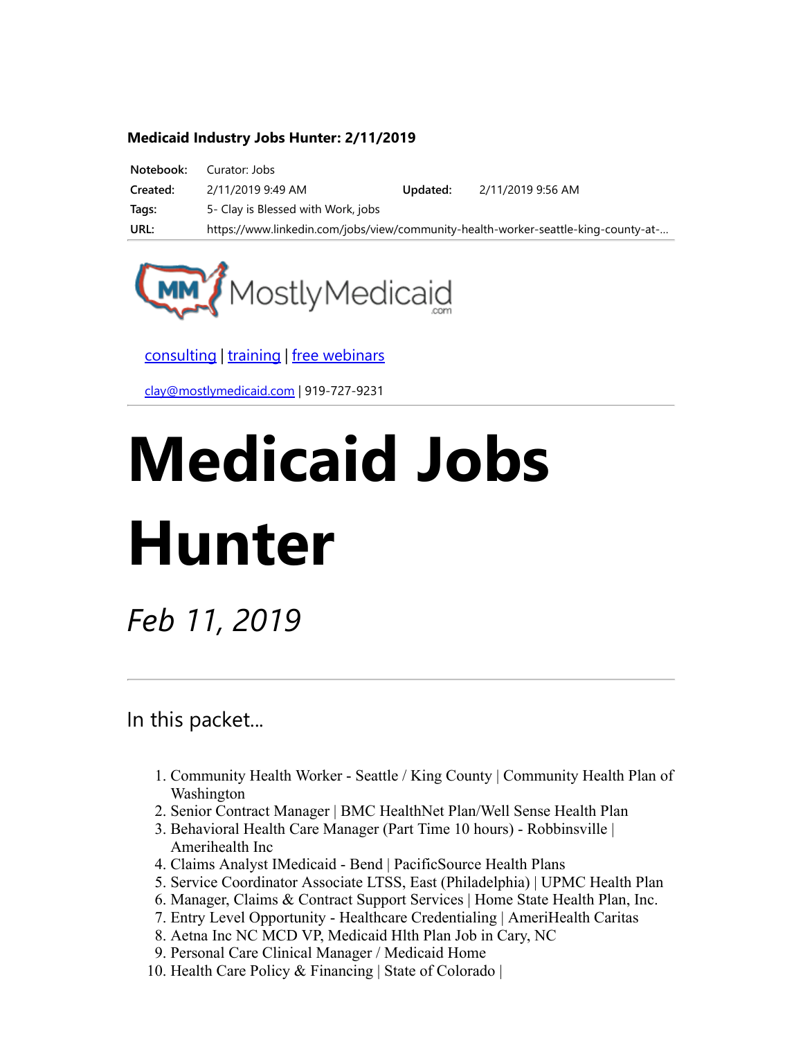**Medicaid Industry Jobs Hunter: 2/11/2019**

| | | | |
|---|---|---|---|
| **Notebook:** | Curator: Jobs | | |
| **Created:** | 2/11/2019 9:49 AM | **Updated:** | 2/11/2019 9:56 AM |
| **Tags:** | 5- Clay is Blessed with Work, jobs | | |
| **URL:** | https://www.linkedin.com/jobs/view/community-health-worker-seattle-king-county-at-... | | |

MostlyMedicaid.com

consulting | training | free webinars

clay@mostlymedicaid.com | 919-727-9231

# Medicaid Jobs Hunter

*Feb 11, 2019*

---

## In this packet...

1. Community Health Worker - Seattle / King County | Community Health Plan of Washington
2. Senior Contract Manager | BMC HealthNet Plan/Well Sense Health Plan
3. Behavioral Health Care Manager (Part Time 10 hours) - Robbinsville | Amerihealth Inc
4. Claims Analyst IMedicaid - Bend | PacificSource Health Plans
5. Service Coordinator Associate LTSS, East (Philadelphia) | UPMC Health Plan
6. Manager, Claims & Contract Support Services | Home State Health Plan, Inc.
7. Entry Level Opportunity - Healthcare Credentialing | AmeriHealth Caritas
8. Aetna Inc NC MCD VP, Medicaid Hlth Plan Job in Cary, NC
9. Personal Care Clinical Manager / Medicaid Home
10. Health Care Policy & Financing | State of Colorado |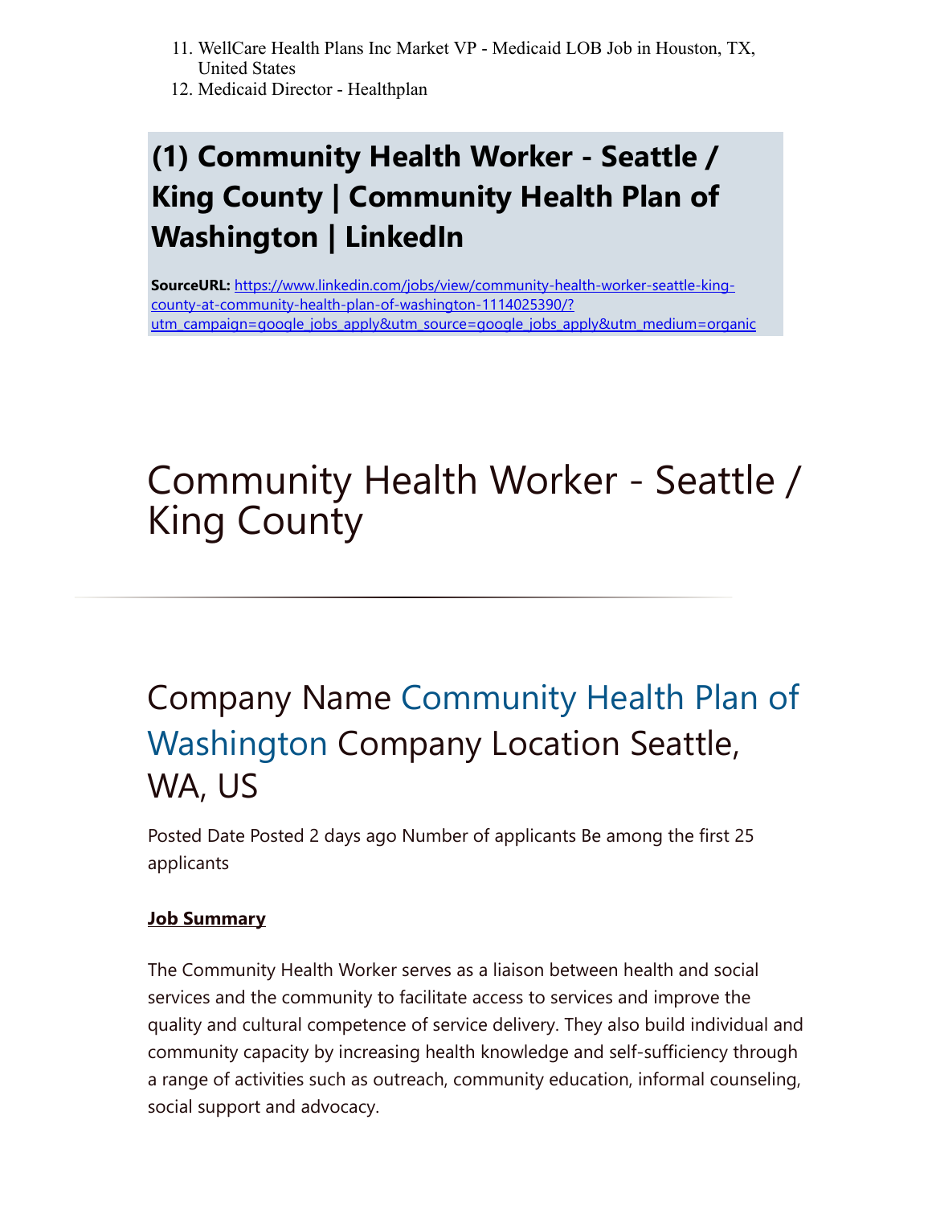11. WellCare Health Plans Inc Market VP - Medicaid LOB Job in Houston, TX, United States
12. Medicaid Director - Healthplan

## (1) Community Health Worker - Seattle / King County | Community Health Plan of Washington | LinkedIn

**SourceURL:** https://www.linkedin.com/jobs/view/community-health-worker-seattle-king-county-at-community-health-plan-of-washington-1114025390/?utm_campaign=google_jobs_apply&utm_source=google_jobs_apply&utm_medium=organic

# Community Health Worker - Seattle / King County

---

## Company Name Community Health Plan of Washington Company Location Seattle, WA, US

Posted Date Posted 2 days ago Number of applicants Be among the first 25 applicants

**Job Summary**

The Community Health Worker serves as a liaison between health and social services and the community to facilitate access to services and improve the quality and cultural competence of service delivery. They also build individual and community capacity by increasing health knowledge and self-sufficiency through a range of activities such as outreach, community education, informal counseling, social support and advocacy.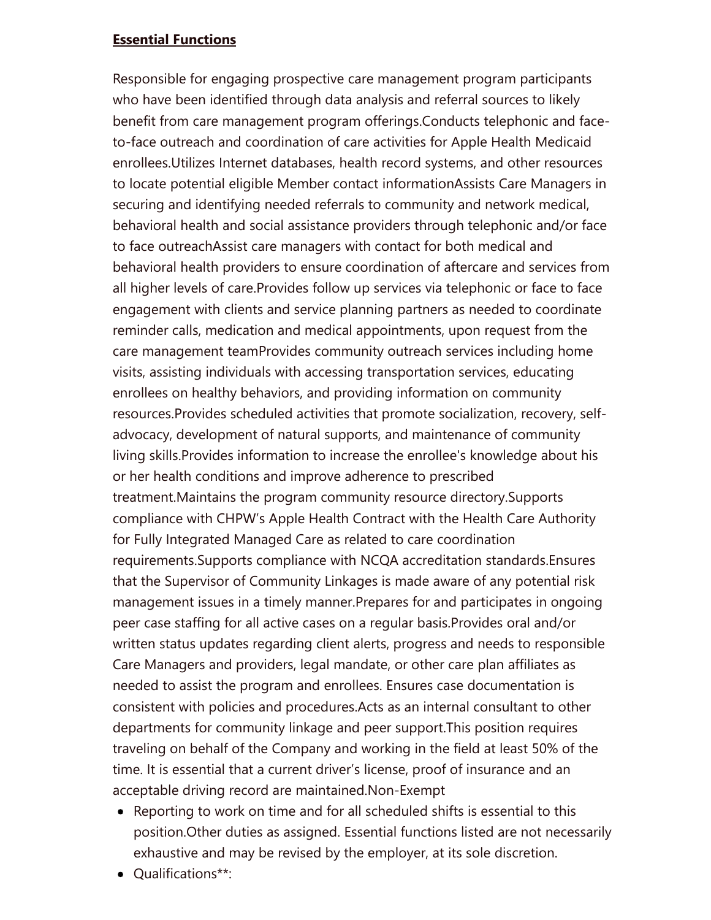**Essential Functions**

Responsible for engaging prospective care management program participants who have been identified through data analysis and referral sources to likely benefit from care management program offerings.Conducts telephonic and face-to-face outreach and coordination of care activities for Apple Health Medicaid enrollees.Utilizes Internet databases, health record systems, and other resources to locate potential eligible Member contact informationAssists Care Managers in securing and identifying needed referrals to community and network medical, behavioral health and social assistance providers through telephonic and/or face to face outreachAssist care managers with contact for both medical and behavioral health providers to ensure coordination of aftercare and services from all higher levels of care.Provides follow up services via telephonic or face to face engagement with clients and service planning partners as needed to coordinate reminder calls, medication and medical appointments, upon request from the care management teamProvides community outreach services including home visits, assisting individuals with accessing transportation services, educating enrollees on healthy behaviors, and providing information on community resources.Provides scheduled activities that promote socialization, recovery, self-advocacy, development of natural supports, and maintenance of community living skills.Provides information to increase the enrollee's knowledge about his or her health conditions and improve adherence to prescribed treatment.Maintains the program community resource directory.Supports compliance with CHPW's Apple Health Contract with the Health Care Authority for Fully Integrated Managed Care as related to care coordination requirements.Supports compliance with NCQA accreditation standards.Ensures that the Supervisor of Community Linkages is made aware of any potential risk management issues in a timely manner.Prepares for and participates in ongoing peer case staffing for all active cases on a regular basis.Provides oral and/or written status updates regarding client alerts, progress and needs to responsible Care Managers and providers, legal mandate, or other care plan affiliates as needed to assist the program and enrollees. Ensures case documentation is consistent with policies and procedures.Acts as an internal consultant to other departments for community linkage and peer support.This position requires traveling on behalf of the Company and working in the field at least 50% of the time. It is essential that a current driver's license, proof of insurance and an acceptable driving record are maintained.Non-Exempt

- Reporting to work on time and for all scheduled shifts is essential to this position.Other duties as assigned. Essential functions listed are not necessarily exhaustive and may be revised by the employer, at its sole discretion.
- Qualifications**: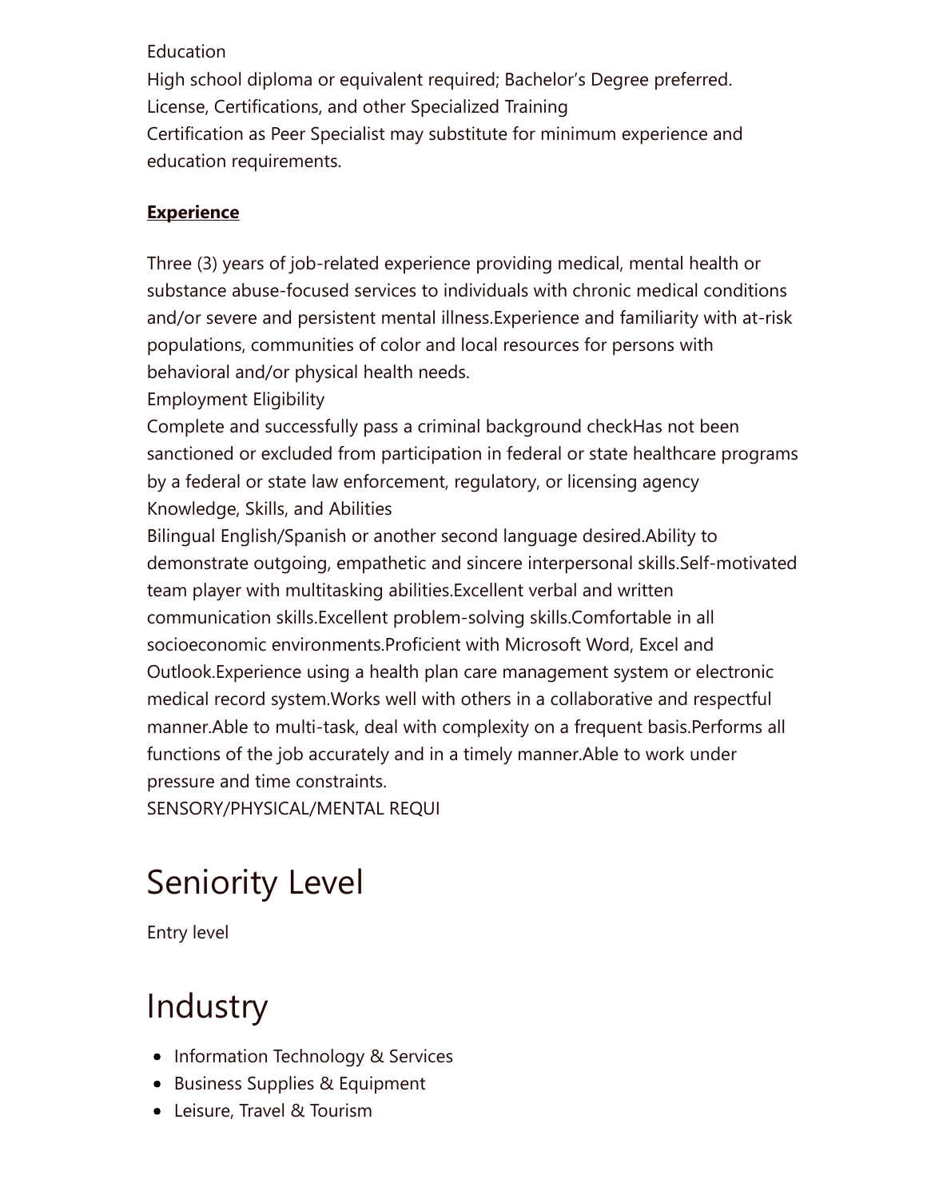Education
High school diploma or equivalent required; Bachelor's Degree preferred.
License, Certifications, and other Specialized Training
Certification as Peer Specialist may substitute for minimum experience and education requirements.

**Experience**

Three (3) years of job-related experience providing medical, mental health or substance abuse-focused services to individuals with chronic medical conditions and/or severe and persistent mental illness.Experience and familiarity with at-risk populations, communities of color and local resources for persons with behavioral and/or physical health needs.
Employment Eligibility
Complete and successfully pass a criminal background checkHas not been sanctioned or excluded from participation in federal or state healthcare programs by a federal or state law enforcement, regulatory, or licensing agency
Knowledge, Skills, and Abilities
Bilingual English/Spanish or another second language desired.Ability to demonstrate outgoing, empathetic and sincere interpersonal skills.Self-motivated team player with multitasking abilities.Excellent verbal and written communication skills.Excellent problem-solving skills.Comfortable in all socioeconomic environments.Proficient with Microsoft Word, Excel and Outlook.Experience using a health plan care management system or electronic medical record system.Works well with others in a collaborative and respectful manner.Able to multi-task, deal with complexity on a frequent basis.Performs all functions of the job accurately and in a timely manner.Able to work under pressure and time constraints.
SENSORY/PHYSICAL/MENTAL REQUI

# Seniority Level

Entry level

# Industry

- Information Technology & Services
- Business Supplies & Equipment
- Leisure, Travel & Tourism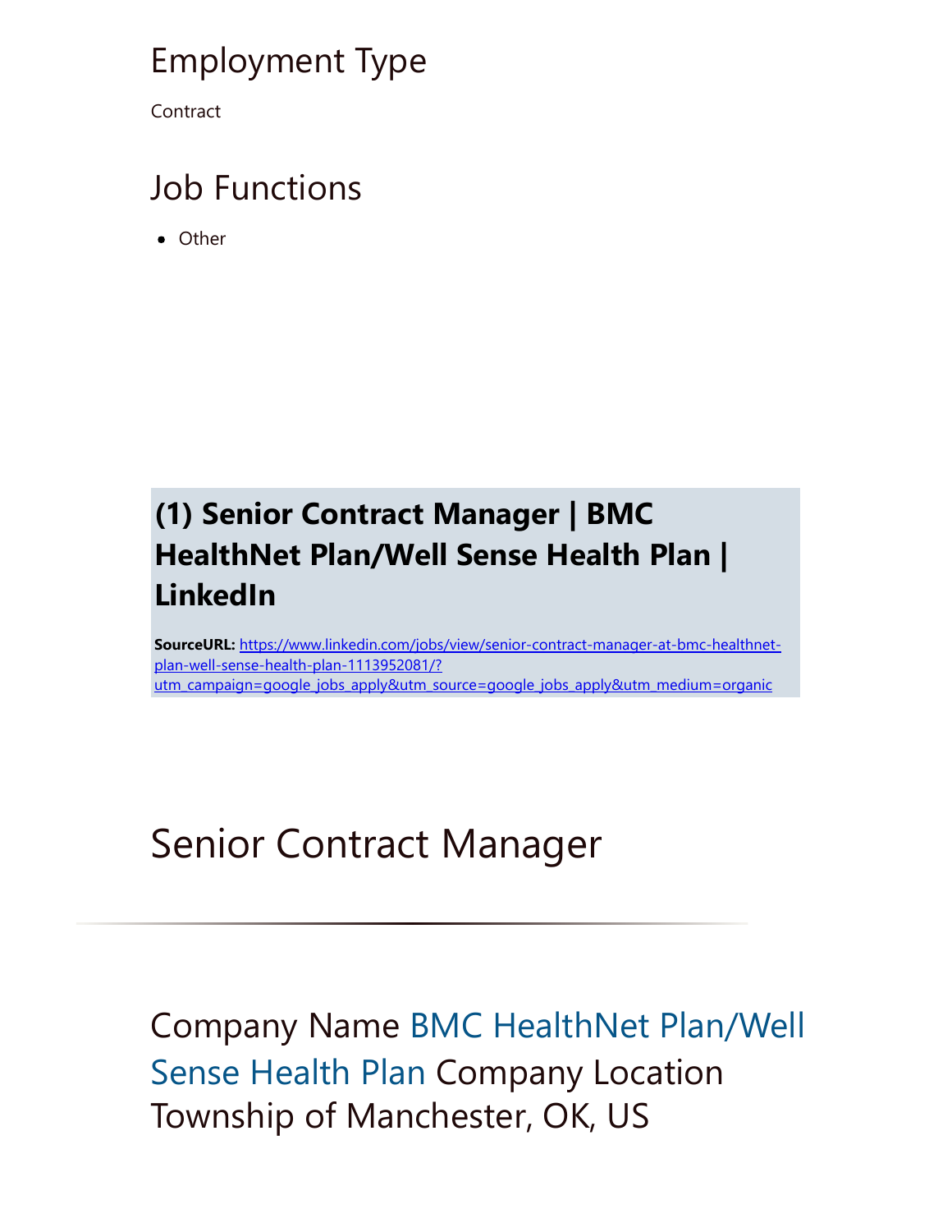## Employment Type

Contract

## Job Functions

- Other

## (1) Senior Contract Manager | BMC HealthNet Plan/Well Sense Health Plan | LinkedIn

**SourceURL:** https://www.linkedin.com/jobs/view/senior-contract-manager-at-bmc-healthnet-plan-well-sense-health-plan-1113952081/?utm_campaign=google_jobs_apply&utm_source=google_jobs_apply&utm_medium=organic

# Senior Contract Manager

---

## Company Name BMC HealthNet Plan/Well Sense Health Plan Company Location Township of Manchester, OK, US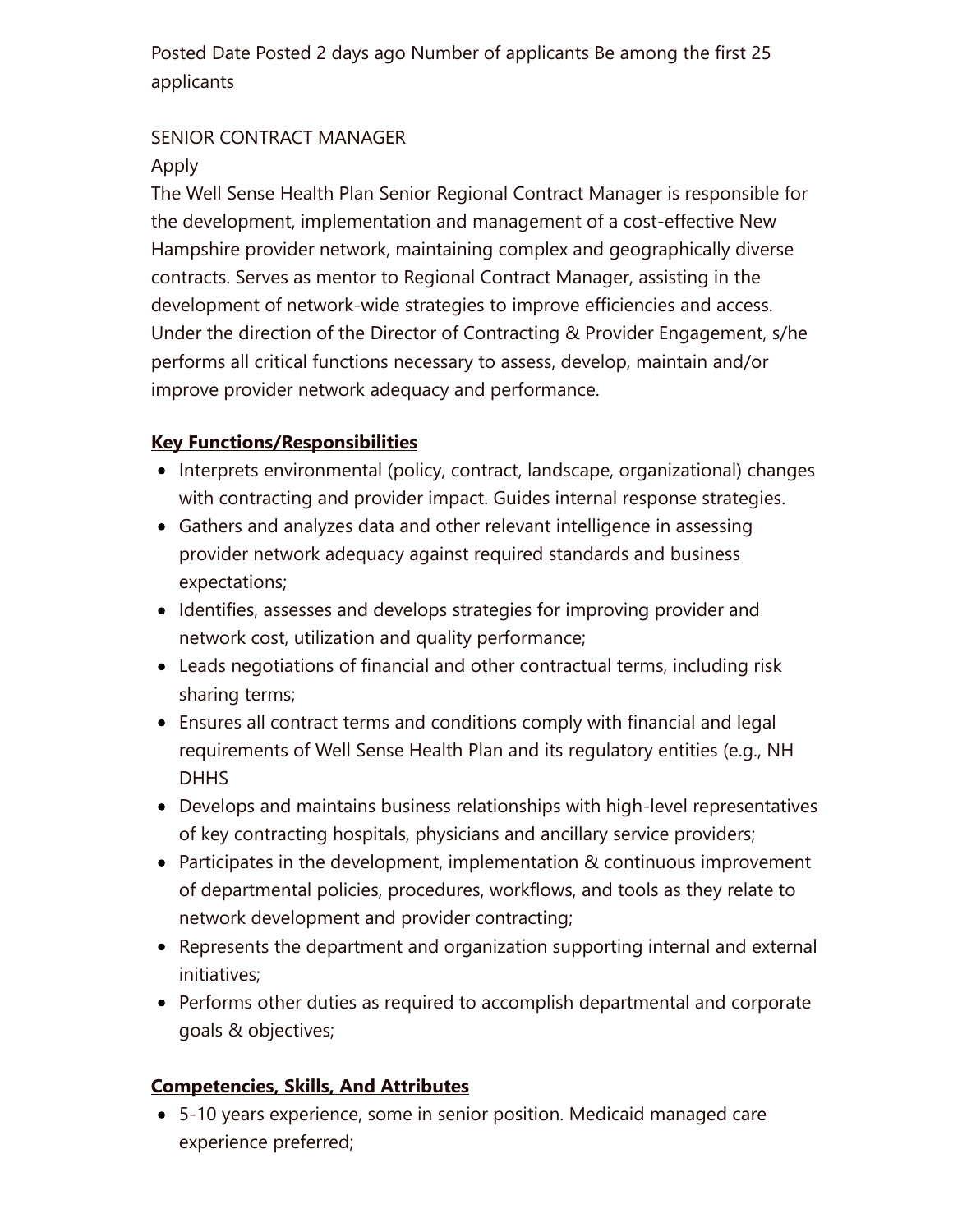Posted Date Posted 2 days ago Number of applicants Be among the first 25 applicants

SENIOR CONTRACT MANAGER

Apply

The Well Sense Health Plan Senior Regional Contract Manager is responsible for the development, implementation and management of a cost-effective New Hampshire provider network, maintaining complex and geographically diverse contracts. Serves as mentor to Regional Contract Manager, assisting in the development of network-wide strategies to improve efficiencies and access. Under the direction of the Director of Contracting & Provider Engagement, s/he performs all critical functions necessary to assess, develop, maintain and/or improve provider network adequacy and performance.

**Key Functions/Responsibilities**

- Interprets environmental (policy, contract, landscape, organizational) changes with contracting and provider impact. Guides internal response strategies.
- Gathers and analyzes data and other relevant intelligence in assessing provider network adequacy against required standards and business expectations;
- Identifies, assesses and develops strategies for improving provider and network cost, utilization and quality performance;
- Leads negotiations of financial and other contractual terms, including risk sharing terms;
- Ensures all contract terms and conditions comply with financial and legal requirements of Well Sense Health Plan and its regulatory entities (e.g., NH DHHS
- Develops and maintains business relationships with high-level representatives of key contracting hospitals, physicians and ancillary service providers;
- Participates in the development, implementation & continuous improvement of departmental policies, procedures, workflows, and tools as they relate to network development and provider contracting;
- Represents the department and organization supporting internal and external initiatives;
- Performs other duties as required to accomplish departmental and corporate goals & objectives;

**Competencies, Skills, And Attributes**

- 5-10 years experience, some in senior position. Medicaid managed care experience preferred;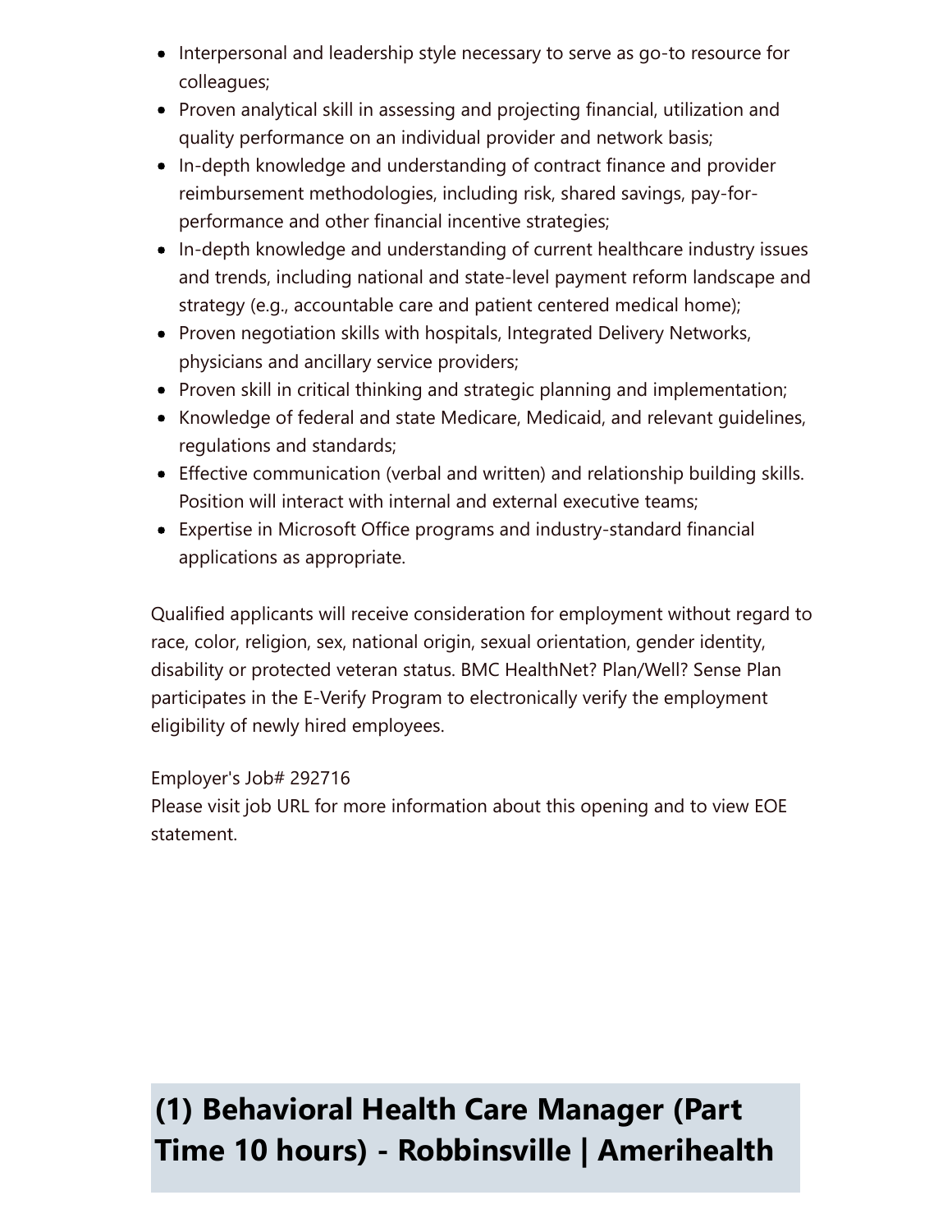- Interpersonal and leadership style necessary to serve as go-to resource for colleagues;
- Proven analytical skill in assessing and projecting financial, utilization and quality performance on an individual provider and network basis;
- In-depth knowledge and understanding of contract finance and provider reimbursement methodologies, including risk, shared savings, pay-for-performance and other financial incentive strategies;
- In-depth knowledge and understanding of current healthcare industry issues and trends, including national and state-level payment reform landscape and strategy (e.g., accountable care and patient centered medical home);
- Proven negotiation skills with hospitals, Integrated Delivery Networks, physicians and ancillary service providers;
- Proven skill in critical thinking and strategic planning and implementation;
- Knowledge of federal and state Medicare, Medicaid, and relevant guidelines, regulations and standards;
- Effective communication (verbal and written) and relationship building skills. Position will interact with internal and external executive teams;
- Expertise in Microsoft Office programs and industry-standard financial applications as appropriate.

Qualified applicants will receive consideration for employment without regard to race, color, religion, sex, national origin, sexual orientation, gender identity, disability or protected veteran status. BMC HealthNet? Plan/Well? Sense Plan participates in the E-Verify Program to electronically verify the employment eligibility of newly hired employees.

Employer's Job# 292716
Please visit job URL for more information about this opening and to view EOE statement.

## (1) Behavioral Health Care Manager (Part Time 10 hours) - Robbinsville | Amerihealth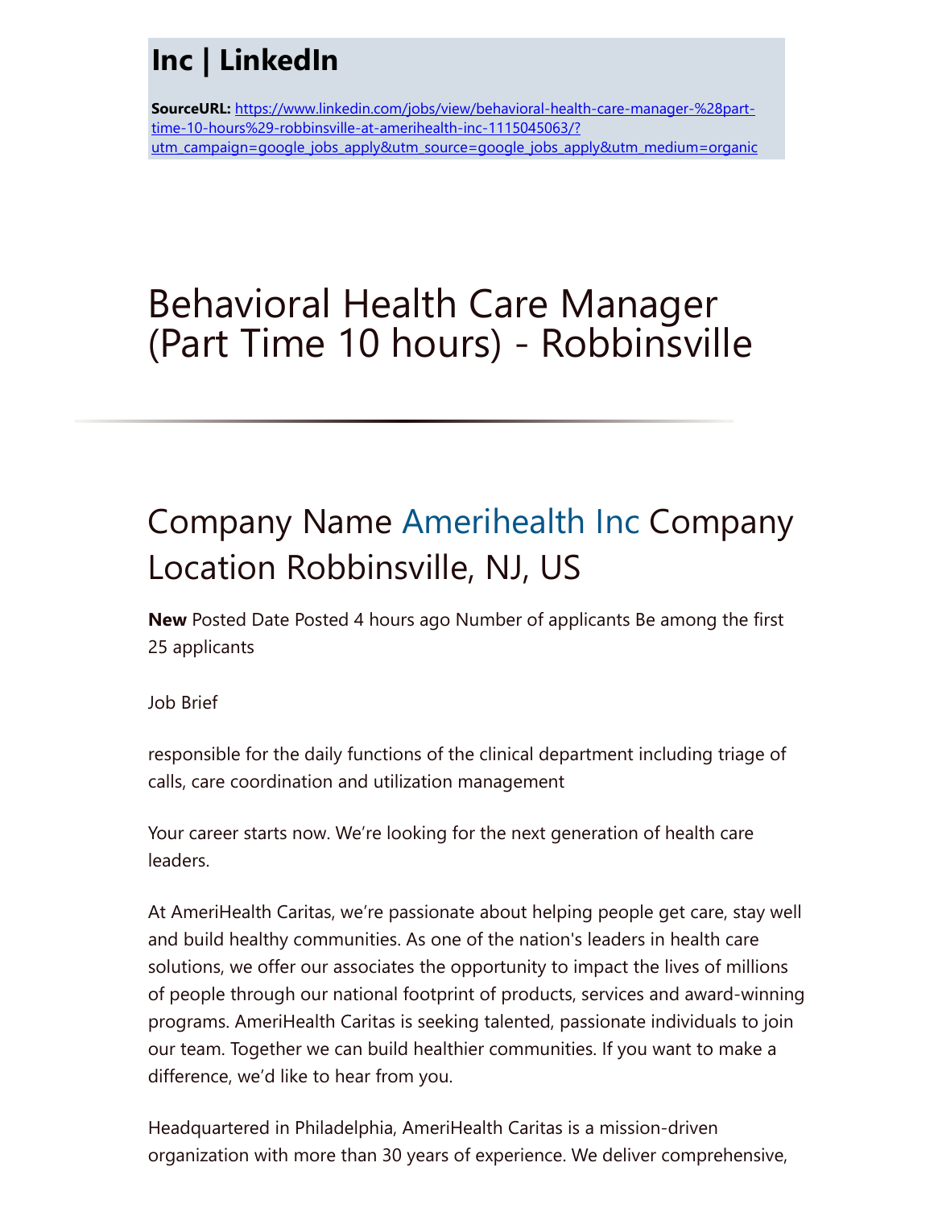# Inc | LinkedIn

**SourceURL:** https://www.linkedin.com/jobs/view/behavioral-health-care-manager-%28part-time-10-hours%29-robbinsville-at-amerihealth-inc-1115045063/?utm_campaign=google_jobs_apply&utm_source=google_jobs_apply&utm_medium=organic

# Behavioral Health Care Manager (Part Time 10 hours) - Robbinsville

## Company Name Amerihealth Inc Company Location Robbinsville, NJ, US

**New** Posted Date Posted 4 hours ago Number of applicants Be among the first 25 applicants

Job Brief

responsible for the daily functions of the clinical department including triage of calls, care coordination and utilization management

Your career starts now. We're looking for the next generation of health care leaders.

At AmeriHealth Caritas, we're passionate about helping people get care, stay well and build healthy communities. As one of the nation's leaders in health care solutions, we offer our associates the opportunity to impact the lives of millions of people through our national footprint of products, services and award-winning programs. AmeriHealth Caritas is seeking talented, passionate individuals to join our team. Together we can build healthier communities. If you want to make a difference, we'd like to hear from you.

Headquartered in Philadelphia, AmeriHealth Caritas is a mission-driven organization with more than 30 years of experience. We deliver comprehensive,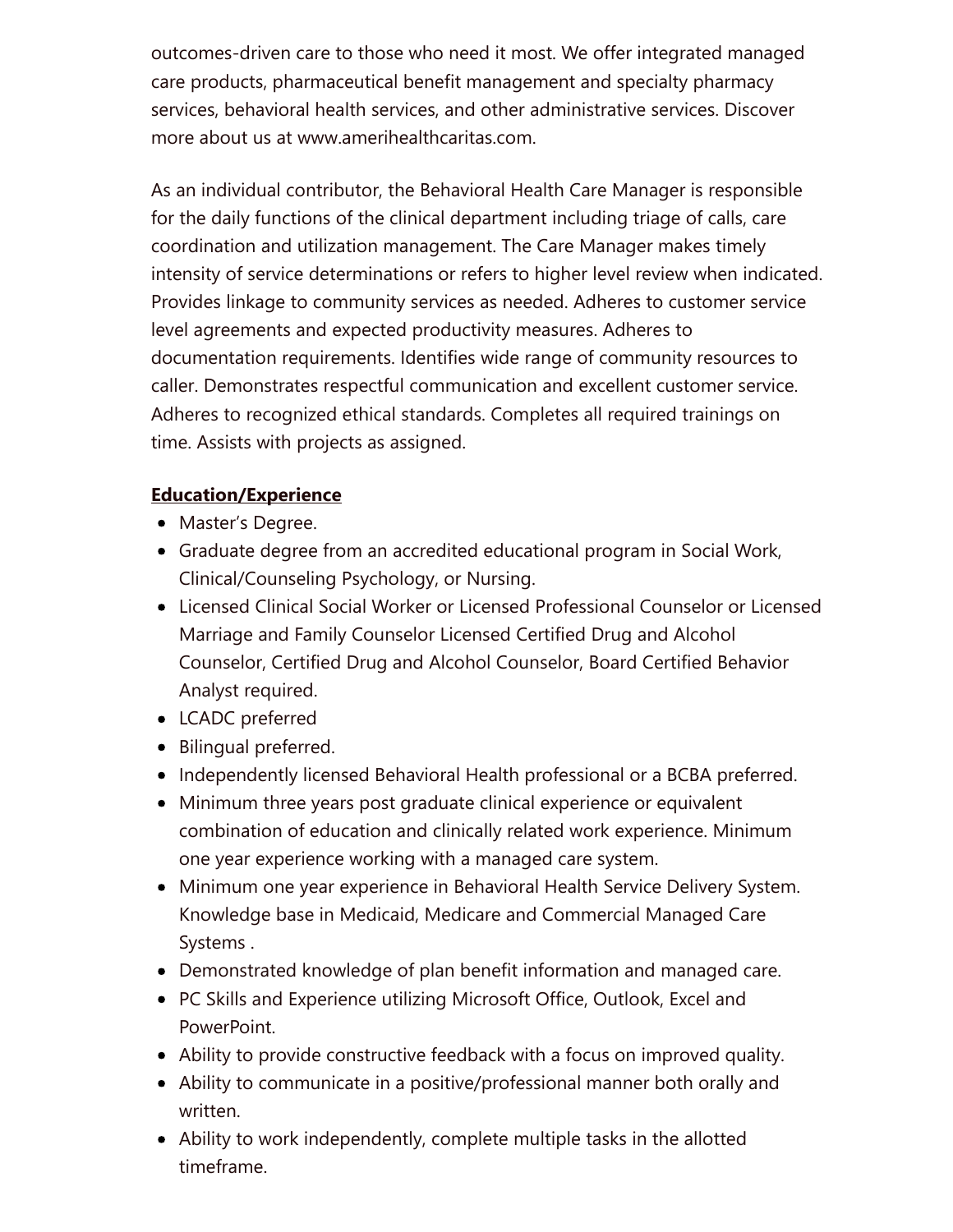outcomes-driven care to those who need it most. We offer integrated managed care products, pharmaceutical benefit management and specialty pharmacy services, behavioral health services, and other administrative services. Discover more about us at www.amerihealthcaritas.com.

As an individual contributor, the Behavioral Health Care Manager is responsible for the daily functions of the clinical department including triage of calls, care coordination and utilization management. The Care Manager makes timely intensity of service determinations or refers to higher level review when indicated. Provides linkage to community services as needed. Adheres to customer service level agreements and expected productivity measures. Adheres to documentation requirements. Identifies wide range of community resources to caller. Demonstrates respectful communication and excellent customer service. Adheres to recognized ethical standards. Completes all required trainings on time. Assists with projects as assigned.

**Education/Experience**

- Master's Degree.
- Graduate degree from an accredited educational program in Social Work, Clinical/Counseling Psychology, or Nursing.
- Licensed Clinical Social Worker or Licensed Professional Counselor or Licensed Marriage and Family Counselor Licensed Certified Drug and Alcohol Counselor, Certified Drug and Alcohol Counselor, Board Certified Behavior Analyst required.
- LCADC preferred
- Bilingual preferred.
- Independently licensed Behavioral Health professional or a BCBA preferred.
- Minimum three years post graduate clinical experience or equivalent combination of education and clinically related work experience. Minimum one year experience working with a managed care system.
- Minimum one year experience in Behavioral Health Service Delivery System. Knowledge base in Medicaid, Medicare and Commercial Managed Care Systems .
- Demonstrated knowledge of plan benefit information and managed care.
- PC Skills and Experience utilizing Microsoft Office, Outlook, Excel and PowerPoint.
- Ability to provide constructive feedback with a focus on improved quality.
- Ability to communicate in a positive/professional manner both orally and written.
- Ability to work independently, complete multiple tasks in the allotted timeframe.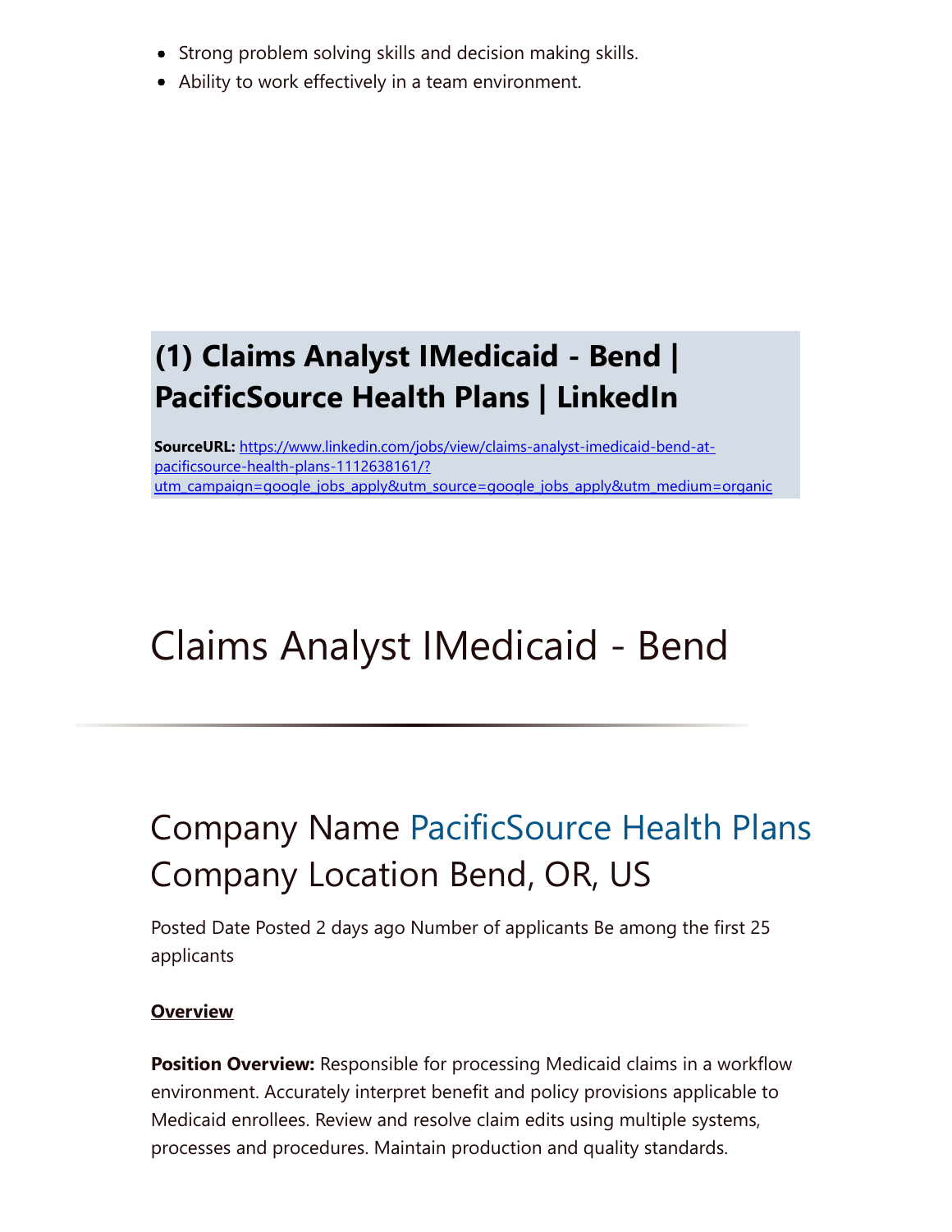- Strong problem solving skills and decision making skills.
- Ability to work effectively in a team environment.

## (1) Claims Analyst IMedicaid - Bend | PacificSource Health Plans | LinkedIn

**SourceURL:** [https://www.linkedin.com/jobs/view/claims-analyst-imedicaid-bend-at-pacificsource-health-plans-1112638161/?utm_campaign=google_jobs_apply&utm_source=google_jobs_apply&utm_medium=organic](https://www.linkedin.com/jobs/view/claims-analyst-imedicaid-bend-at-pacificsource-health-plans-1112638161/?utm_campaign=google_jobs_apply&utm_source=google_jobs_apply&utm_medium=organic)

# Claims Analyst IMedicaid - Bend

---

## Company Name PacificSource Health Plans Company Location Bend, OR, US

Posted Date Posted 2 days ago Number of applicants Be among the first 25 applicants

**Overview**

**Position Overview:** Responsible for processing Medicaid claims in a workflow environment. Accurately interpret benefit and policy provisions applicable to Medicaid enrollees. Review and resolve claim edits using multiple systems, processes and procedures. Maintain production and quality standards.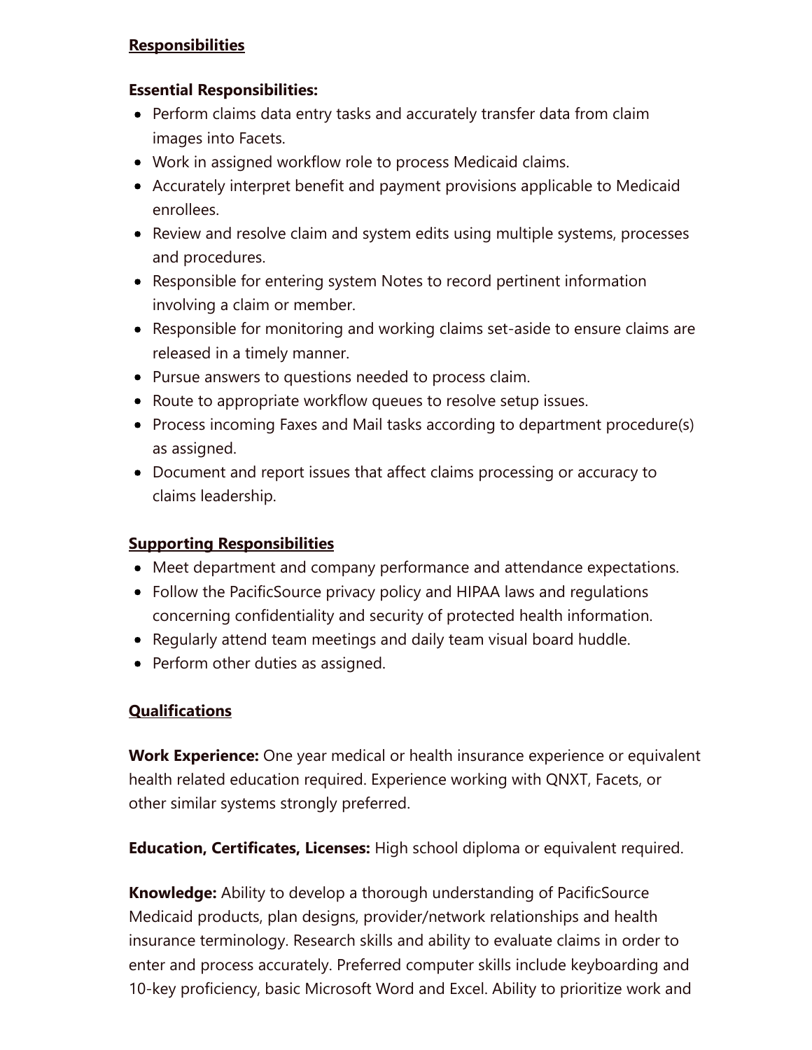## Responsibilities

**Essential Responsibilities:**

- Perform claims data entry tasks and accurately transfer data from claim images into Facets.
- Work in assigned workflow role to process Medicaid claims.
- Accurately interpret benefit and payment provisions applicable to Medicaid enrollees.
- Review and resolve claim and system edits using multiple systems, processes and procedures.
- Responsible for entering system Notes to record pertinent information involving a claim or member.
- Responsible for monitoring and working claims set-aside to ensure claims are released in a timely manner.
- Pursue answers to questions needed to process claim.
- Route to appropriate workflow queues to resolve setup issues.
- Process incoming Faxes and Mail tasks according to department procedure(s) as assigned.
- Document and report issues that affect claims processing or accuracy to claims leadership.

### Supporting Responsibilities

- Meet department and company performance and attendance expectations.
- Follow the PacificSource privacy policy and HIPAA laws and regulations concerning confidentiality and security of protected health information.
- Regularly attend team meetings and daily team visual board huddle.
- Perform other duties as assigned.

## Qualifications

**Work Experience:** One year medical or health insurance experience or equivalent health related education required. Experience working with QNXT, Facets, or other similar systems strongly preferred.

**Education, Certificates, Licenses:** High school diploma or equivalent required.

**Knowledge:** Ability to develop a thorough understanding of PacificSource Medicaid products, plan designs, provider/network relationships and health insurance terminology. Research skills and ability to evaluate claims in order to enter and process accurately. Preferred computer skills include keyboarding and 10-key proficiency, basic Microsoft Word and Excel. Ability to prioritize work and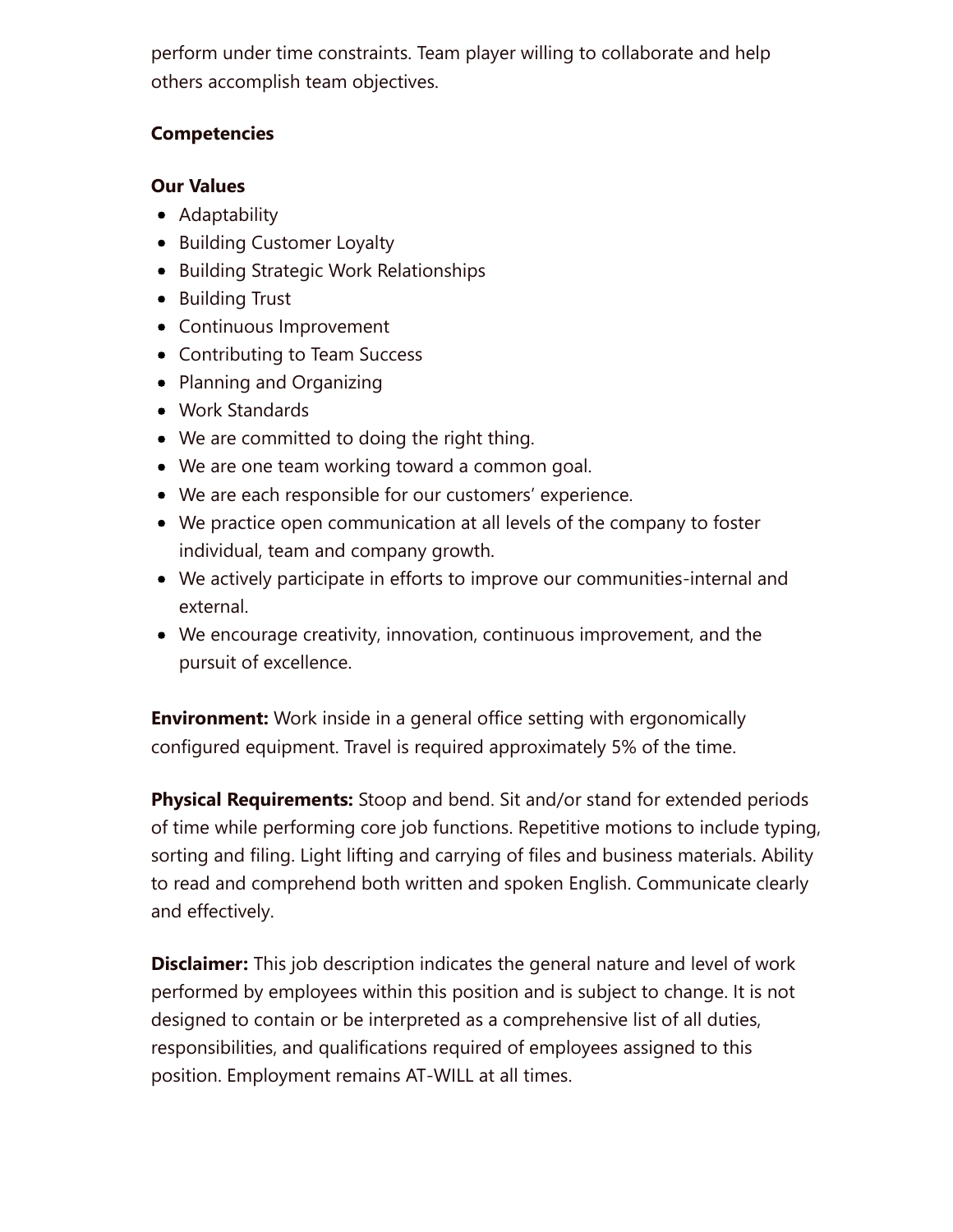perform under time constraints. Team player willing to collaborate and help others accomplish team objectives.

**Competencies**

**Our Values**

- Adaptability
- Building Customer Loyalty
- Building Strategic Work Relationships
- Building Trust
- Continuous Improvement
- Contributing to Team Success
- Planning and Organizing
- Work Standards
- We are committed to doing the right thing.
- We are one team working toward a common goal.
- We are each responsible for our customers' experience.
- We practice open communication at all levels of the company to foster individual, team and company growth.
- We actively participate in efforts to improve our communities-internal and external.
- We encourage creativity, innovation, continuous improvement, and the pursuit of excellence.

**Environment:** Work inside in a general office setting with ergonomically configured equipment. Travel is required approximately 5% of the time.

**Physical Requirements:** Stoop and bend. Sit and/or stand for extended periods of time while performing core job functions. Repetitive motions to include typing, sorting and filing. Light lifting and carrying of files and business materials. Ability to read and comprehend both written and spoken English. Communicate clearly and effectively.

**Disclaimer:** This job description indicates the general nature and level of work performed by employees within this position and is subject to change. It is not designed to contain or be interpreted as a comprehensive list of all duties, responsibilities, and qualifications required of employees assigned to this position. Employment remains AT-WILL at all times.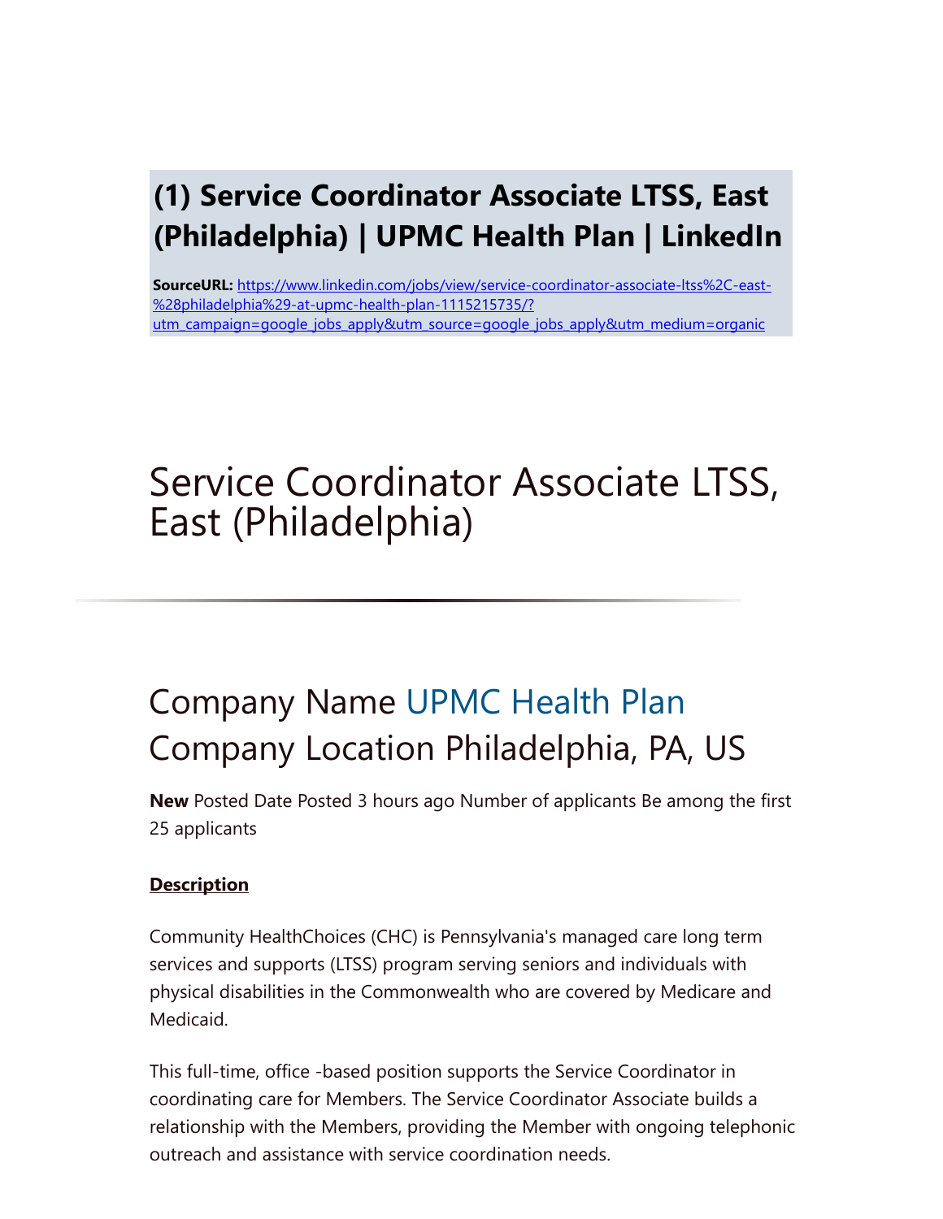# (1) Service Coordinator Associate LTSS, East (Philadelphia) | UPMC Health Plan | LinkedIn

**SourceURL:** [https://www.linkedin.com/jobs/view/service-coordinator-associate-ltss%2C-east-%28philadelphia%29-at-upmc-health-plan-1115215735/?utm_campaign=google_jobs_apply&utm_source=google_jobs_apply&utm_medium=organic](https://www.linkedin.com/jobs/view/service-coordinator-associate-ltss%2C-east-%28philadelphia%29-at-upmc-health-plan-1115215735/?utm_campaign=google_jobs_apply&utm_source=google_jobs_apply&utm_medium=organic)

# Service Coordinator Associate LTSS, East (Philadelphia)

---

## Company Name UPMC Health Plan
## Company Location Philadelphia, PA, US

**New** Posted Date Posted 3 hours ago Number of applicants Be among the first 25 applicants

**Description**

Community HealthChoices (CHC) is Pennsylvania's managed care long term services and supports (LTSS) program serving seniors and individuals with physical disabilities in the Commonwealth who are covered by Medicare and Medicaid.

This full-time, office -based position supports the Service Coordinator in coordinating care for Members. The Service Coordinator Associate builds a relationship with the Members, providing the Member with ongoing telephonic outreach and assistance with service coordination needs.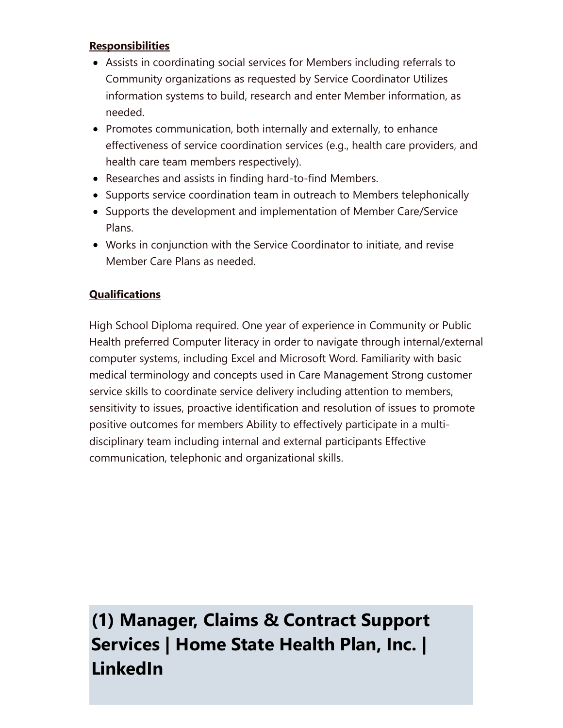**Responsibilities**

- Assists in coordinating social services for Members including referrals to Community organizations as requested by Service Coordinator Utilizes information systems to build, research and enter Member information, as needed.
- Promotes communication, both internally and externally, to enhance effectiveness of service coordination services (e.g., health care providers, and health care team members respectively).
- Researches and assists in finding hard-to-find Members.
- Supports service coordination team in outreach to Members telephonically
- Supports the development and implementation of Member Care/Service Plans.
- Works in conjunction with the Service Coordinator to initiate, and revise Member Care Plans as needed.

**Qualifications**

High School Diploma required. One year of experience in Community or Public Health preferred Computer literacy in order to navigate through internal/external computer systems, including Excel and Microsoft Word. Familiarity with basic medical terminology and concepts used in Care Management Strong customer service skills to coordinate service delivery including attention to members, sensitivity to issues, proactive identification and resolution of issues to promote positive outcomes for members Ability to effectively participate in a multi-disciplinary team including internal and external participants Effective communication, telephonic and organizational skills.

# (1) Manager, Claims & Contract Support Services | Home State Health Plan, Inc. | LinkedIn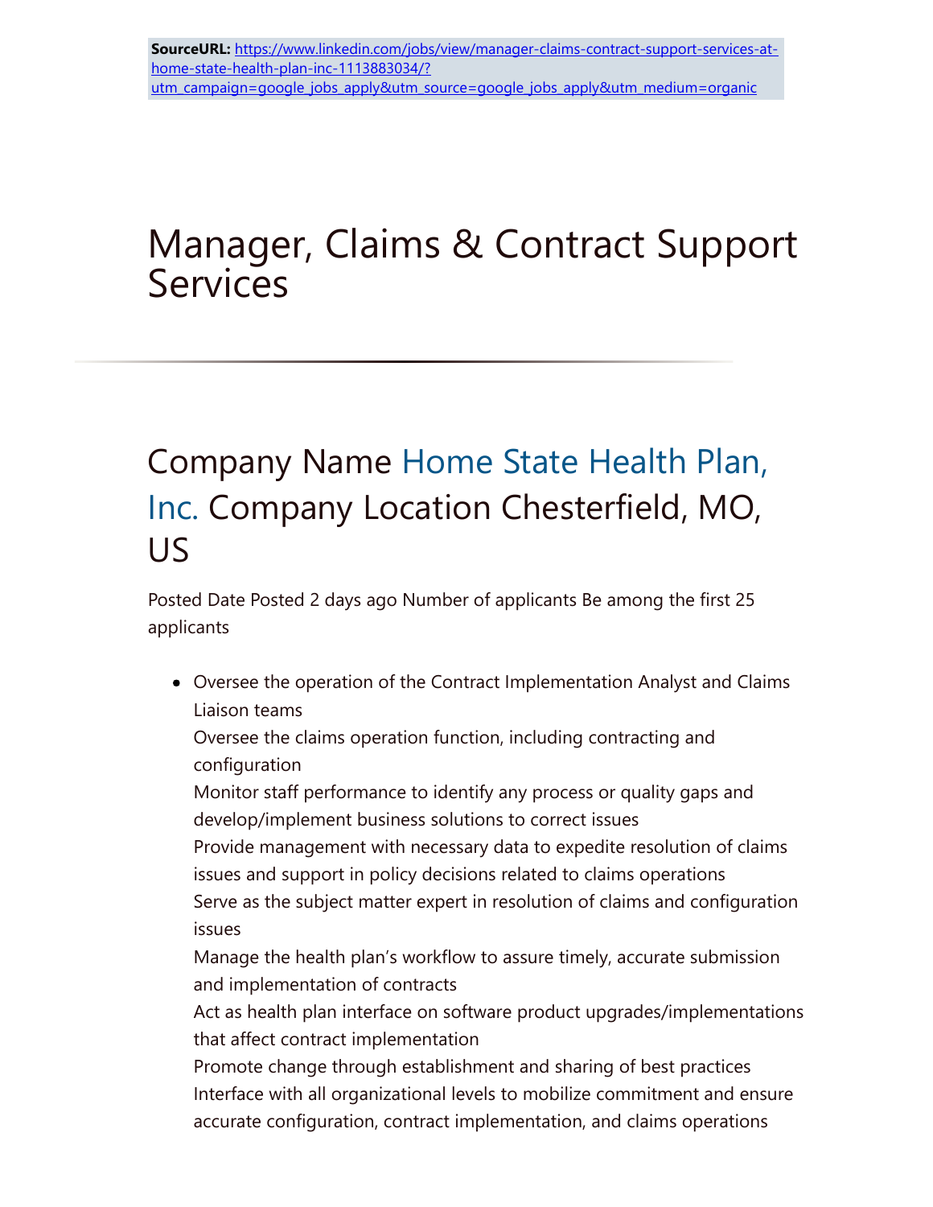**SourceURL:** https://www.linkedin.com/jobs/view/manager-claims-contract-support-services-at-home-state-health-plan-inc-1113883034/?utm_campaign=google_jobs_apply&utm_source=google_jobs_apply&utm_medium=organic

# Manager, Claims & Contract Support Services

## Company Name Home State Health Plan, Inc. Company Location Chesterfield, MO, US

Posted Date Posted 2 days ago Number of applicants Be among the first 25 applicants

- Oversee the operation of the Contract Implementation Analyst and Claims Liaison teams
  Oversee the claims operation function, including contracting and configuration
  Monitor staff performance to identify any process or quality gaps and develop/implement business solutions to correct issues
  Provide management with necessary data to expedite resolution of claims issues and support in policy decisions related to claims operations
  Serve as the subject matter expert in resolution of claims and configuration issues
  Manage the health plan's workflow to assure timely, accurate submission and implementation of contracts
  Act as health plan interface on software product upgrades/implementations that affect contract implementation
  Promote change through establishment and sharing of best practices
  Interface with all organizational levels to mobilize commitment and ensure accurate configuration, contract implementation, and claims operations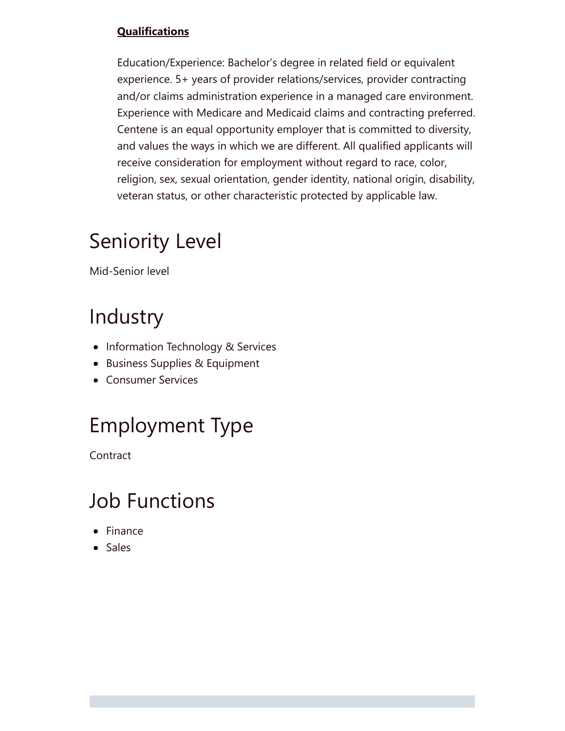**Qualifications**

Education/Experience: Bachelor's degree in related field or equivalent experience. 5+ years of provider relations/services, provider contracting and/or claims administration experience in a managed care environment. Experience with Medicare and Medicaid claims and contracting preferred. Centene is an equal opportunity employer that is committed to diversity, and values the ways in which we are different. All qualified applicants will receive consideration for employment without regard to race, color, religion, sex, sexual orientation, gender identity, national origin, disability, veteran status, or other characteristic protected by applicable law.

# Seniority Level

Mid-Senior level

# Industry

- Information Technology & Services
- Business Supplies & Equipment
- Consumer Services

# Employment Type

Contract

# Job Functions

- Finance
- Sales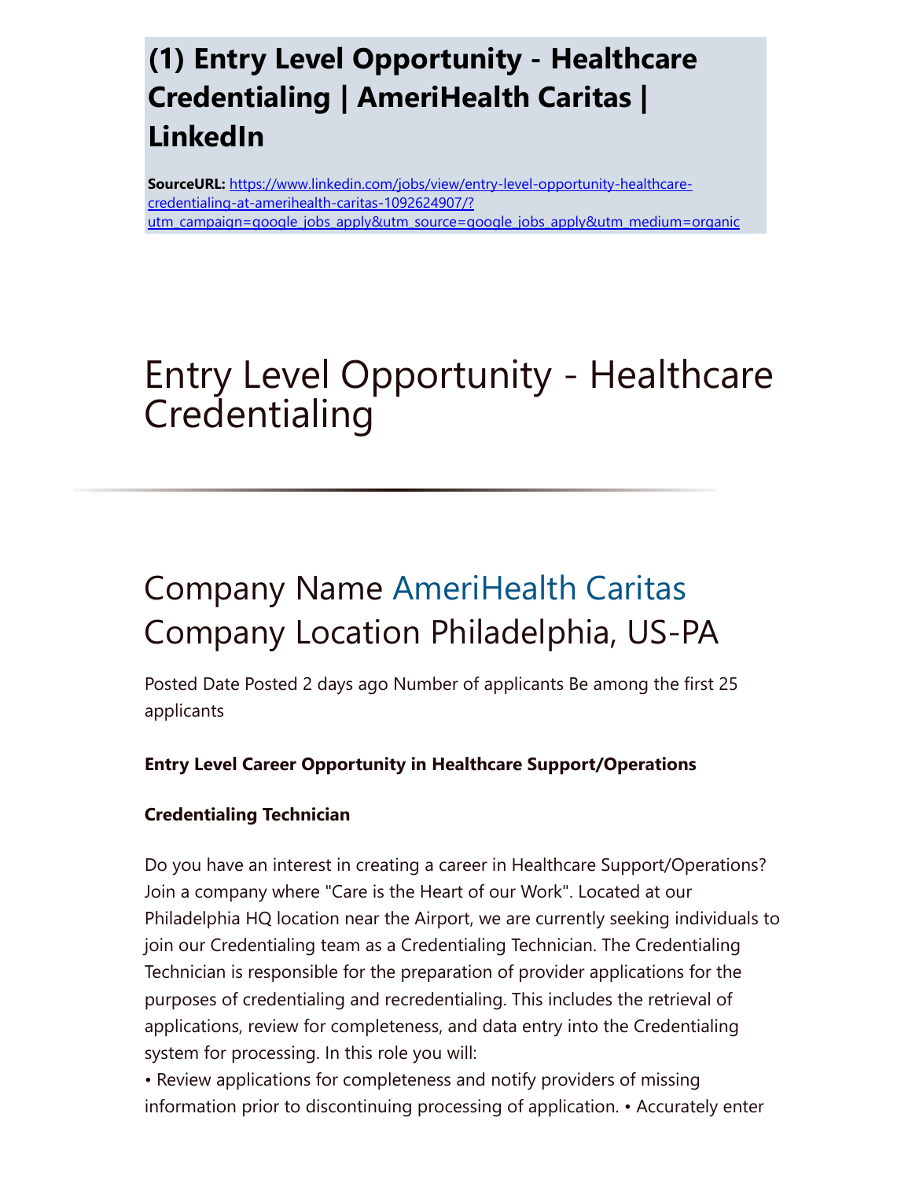# (1) Entry Level Opportunity - Healthcare Credentialing | AmeriHealth Caritas | LinkedIn

**SourceURL:** https://www.linkedin.com/jobs/view/entry-level-opportunity-healthcare-credentialing-at-amerihealth-caritas-1092624907/?utm_campaign=google_jobs_apply&utm_source=google_jobs_apply&utm_medium=organic

# Entry Level Opportunity - Healthcare Credentialing

---

## Company Name AmeriHealth Caritas
## Company Location Philadelphia, US-PA

Posted Date Posted 2 days ago Number of applicants Be among the first 25 applicants

**Entry Level Career Opportunity in Healthcare Support/Operations**

**Credentialing Technician**

Do you have an interest in creating a career in Healthcare Support/Operations? Join a company where "Care is the Heart of our Work". Located at our Philadelphia HQ location near the Airport, we are currently seeking individuals to join our Credentialing team as a Credentialing Technician. The Credentialing Technician is responsible for the preparation of provider applications for the purposes of credentialing and recredentialing. This includes the retrieval of applications, review for completeness, and data entry into the Credentialing system for processing. In this role you will:
• Review applications for completeness and notify providers of missing information prior to discontinuing processing of application. • Accurately enter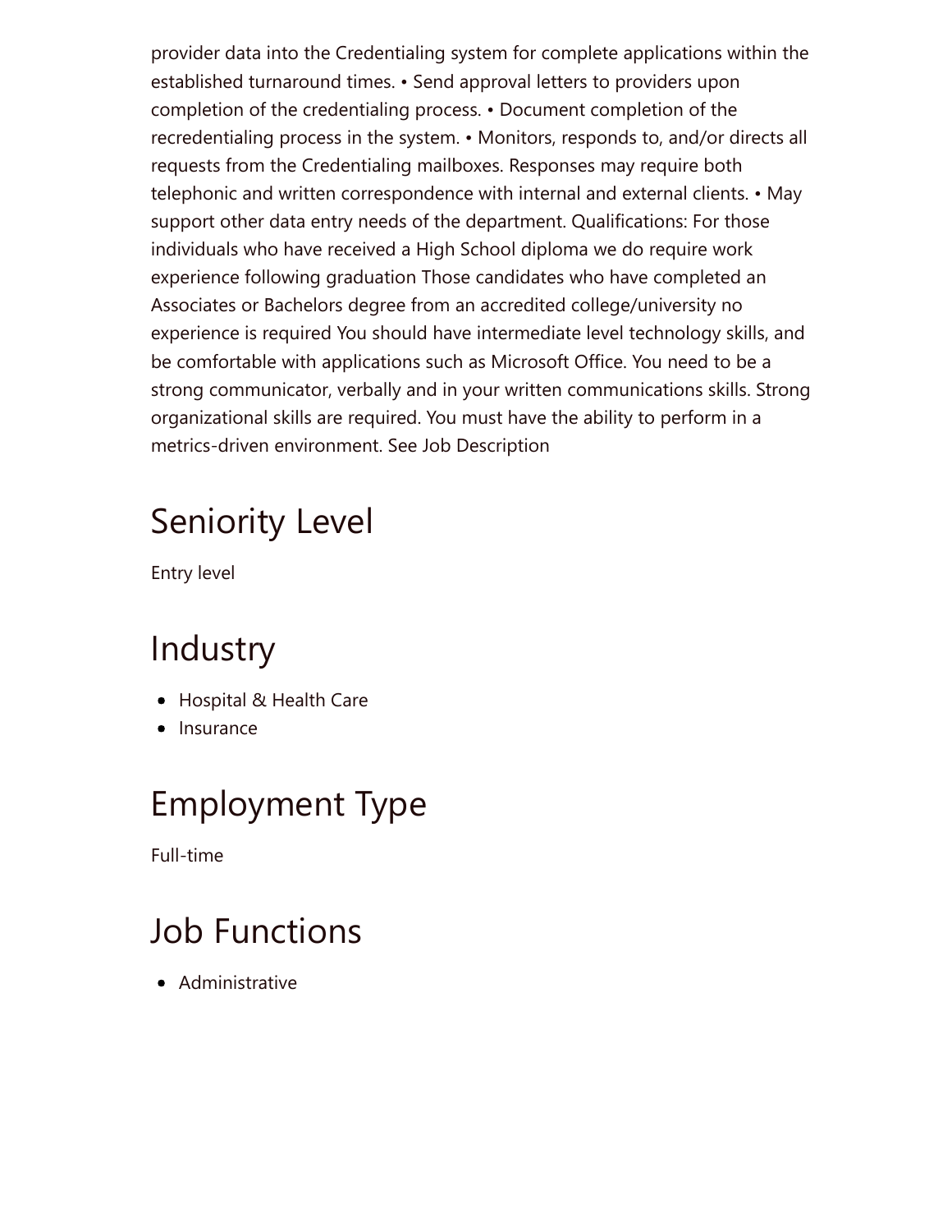provider data into the Credentialing system for complete applications within the established turnaround times. • Send approval letters to providers upon completion of the credentialing process. • Document completion of the recredentialing process in the system. • Monitors, responds to, and/or directs all requests from the Credentialing mailboxes. Responses may require both telephonic and written correspondence with internal and external clients. • May support other data entry needs of the department. Qualifications: For those individuals who have received a High School diploma we do require work experience following graduation Those candidates who have completed an Associates or Bachelors degree from an accredited college/university no experience is required You should have intermediate level technology skills, and be comfortable with applications such as Microsoft Office. You need to be a strong communicator, verbally and in your written communications skills. Strong organizational skills are required. You must have the ability to perform in a metrics-driven environment. See Job Description

## Seniority Level

Entry level

## Industry

- Hospital & Health Care
- Insurance

## Employment Type

Full-time

## Job Functions

- Administrative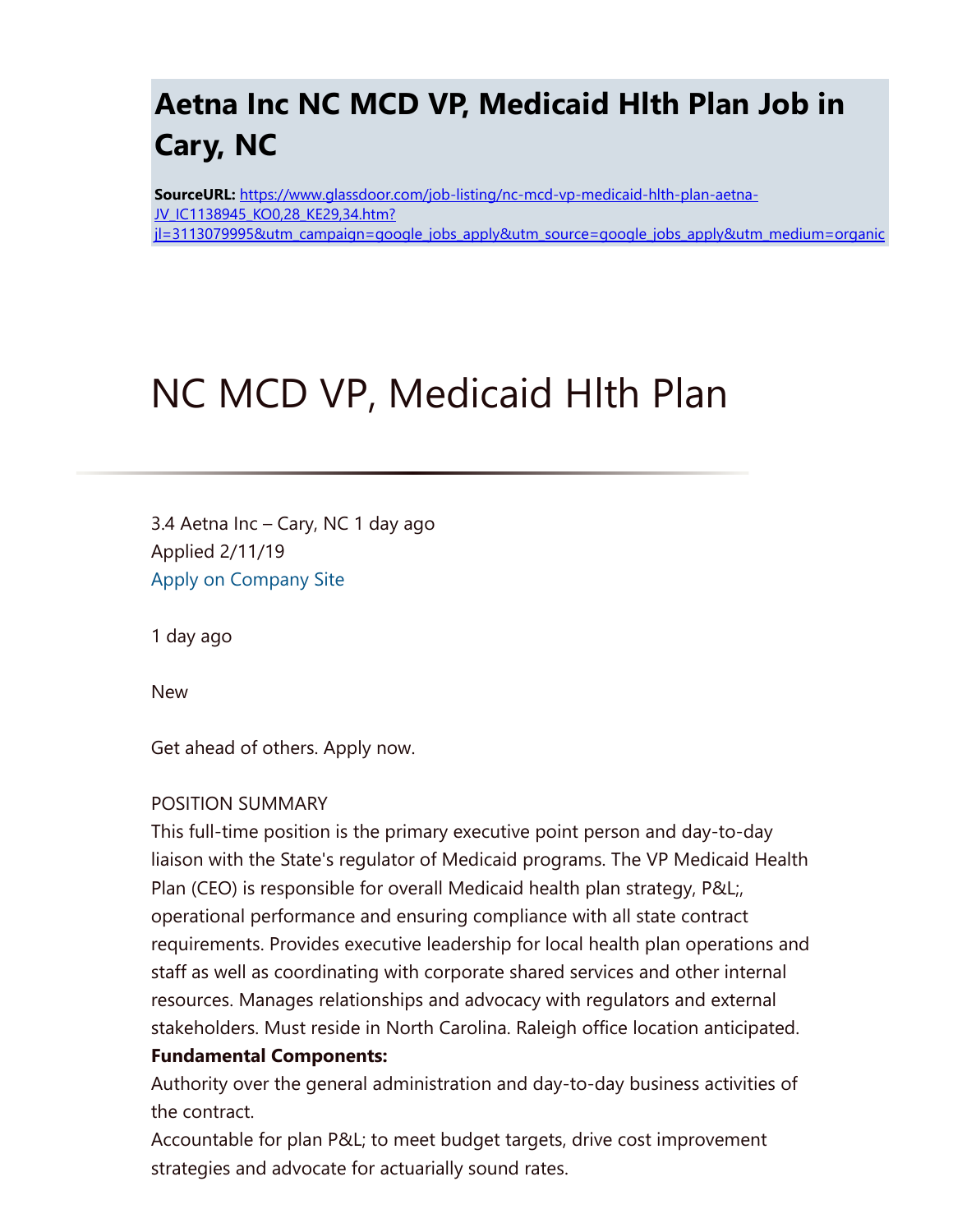# Aetna Inc NC MCD VP, Medicaid Hlth Plan Job in Cary, NC

**SourceURL:** [https://www.glassdoor.com/job-listing/nc-mcd-vp-medicaid-hlth-plan-aetna-JV_IC1138945_KO0,28_KE29,34.htm?jl=3113079995&utm_campaign=google_jobs_apply&utm_source=google_jobs_apply&utm_medium=organic](https://www.glassdoor.com/job-listing/nc-mcd-vp-medicaid-hlth-plan-aetna-JV_IC1138945_KO0,28_KE29,34.htm?jl=3113079995&utm_campaign=google_jobs_apply&utm_source=google_jobs_apply&utm_medium=organic)

# NC MCD VP, Medicaid Hlth Plan

---

3.4 Aetna Inc – Cary, NC 1 day ago
Applied 2/11/19
Apply on Company Site

1 day ago

New

Get ahead of others. Apply now.

POSITION SUMMARY
This full-time position is the primary executive point person and day-to-day liaison with the State's regulator of Medicaid programs. The VP Medicaid Health Plan (CEO) is responsible for overall Medicaid health plan strategy, P&L;, operational performance and ensuring compliance with all state contract requirements. Provides executive leadership for local health plan operations and staff as well as coordinating with corporate shared services and other internal resources. Manages relationships and advocacy with regulators and external stakeholders. Must reside in North Carolina. Raleigh office location anticipated.

**Fundamental Components:**

Authority over the general administration and day-to-day business activities of the contract.

Accountable for plan P&L; to meet budget targets, drive cost improvement strategies and advocate for actuarially sound rates.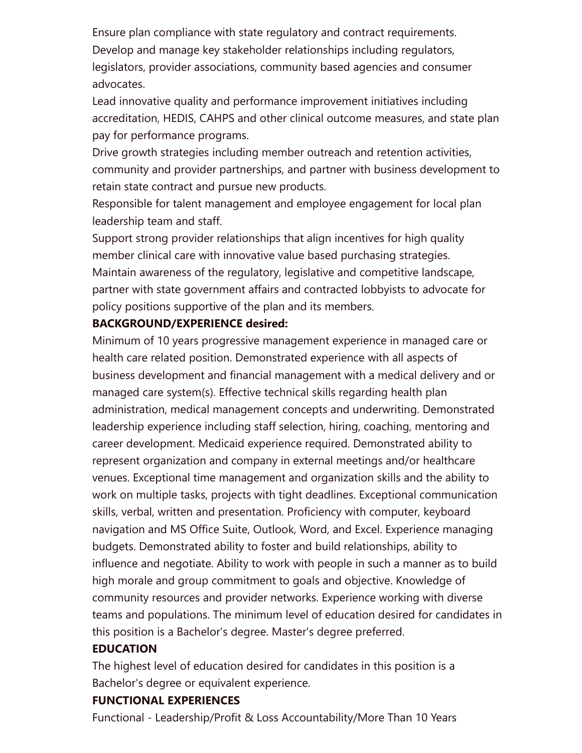Ensure plan compliance with state regulatory and contract requirements.

Develop and manage key stakeholder relationships including regulators, legislators, provider associations, community based agencies and consumer advocates.

Lead innovative quality and performance improvement initiatives including accreditation, HEDIS, CAHPS and other clinical outcome measures, and state plan pay for performance programs.

Drive growth strategies including member outreach and retention activities, community and provider partnerships, and partner with business development to retain state contract and pursue new products.

Responsible for talent management and employee engagement for local plan leadership team and staff.

Support strong provider relationships that align incentives for high quality member clinical care with innovative value based purchasing strategies.

Maintain awareness of the regulatory, legislative and competitive landscape, partner with state government affairs and contracted lobbyists to advocate for policy positions supportive of the plan and its members.

**BACKGROUND/EXPERIENCE desired:**

Minimum of 10 years progressive management experience in managed care or health care related position. Demonstrated experience with all aspects of business development and financial management with a medical delivery and or managed care system(s). Effective technical skills regarding health plan administration, medical management concepts and underwriting. Demonstrated leadership experience including staff selection, hiring, coaching, mentoring and career development. Medicaid experience required. Demonstrated ability to represent organization and company in external meetings and/or healthcare venues. Exceptional time management and organization skills and the ability to work on multiple tasks, projects with tight deadlines. Exceptional communication skills, verbal, written and presentation. Proficiency with computer, keyboard navigation and MS Office Suite, Outlook, Word, and Excel. Experience managing budgets. Demonstrated ability to foster and build relationships, ability to influence and negotiate. Ability to work with people in such a manner as to build high morale and group commitment to goals and objective. Knowledge of community resources and provider networks. Experience working with diverse teams and populations. The minimum level of education desired for candidates in this position is a Bachelor's degree. Master's degree preferred.

**EDUCATION**

The highest level of education desired for candidates in this position is a Bachelor's degree or equivalent experience.

**FUNCTIONAL EXPERIENCES**

Functional - Leadership/Profit & Loss Accountability/More Than 10 Years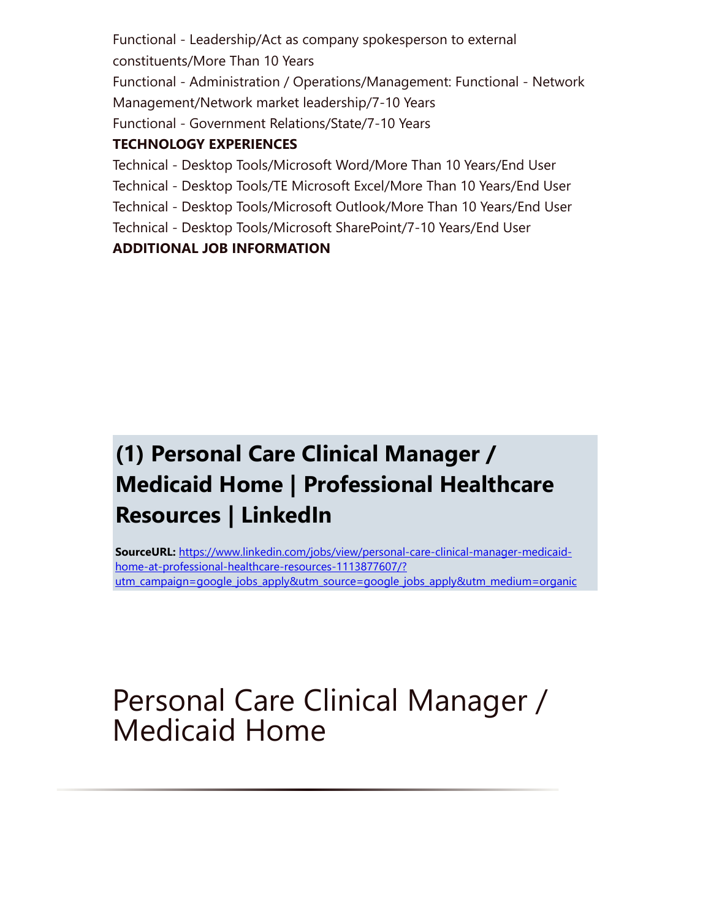Functional - Leadership/Act as company spokesperson to external constituents/More Than 10 Years
Functional - Administration / Operations/Management: Functional - Network Management/Network market leadership/7-10 Years
Functional - Government Relations/State/7-10 Years

**TECHNOLOGY EXPERIENCES**

Technical - Desktop Tools/Microsoft Word/More Than 10 Years/End User
Technical - Desktop Tools/TE Microsoft Excel/More Than 10 Years/End User
Technical - Desktop Tools/Microsoft Outlook/More Than 10 Years/End User
Technical - Desktop Tools/Microsoft SharePoint/7-10 Years/End User

**ADDITIONAL JOB INFORMATION**

## (1) Personal Care Clinical Manager / Medicaid Home | Professional Healthcare Resources | LinkedIn

**SourceURL:** [https://www.linkedin.com/jobs/view/personal-care-clinical-manager-medicaid-home-at-professional-healthcare-resources-1113877607/?utm_campaign=google_jobs_apply&utm_source=google_jobs_apply&utm_medium=organic](https://www.linkedin.com/jobs/view/personal-care-clinical-manager-medicaid-home-at-professional-healthcare-resources-1113877607/?utm_campaign=google_jobs_apply&utm_source=google_jobs_apply&utm_medium=organic)

# Personal Care Clinical Manager / Medicaid Home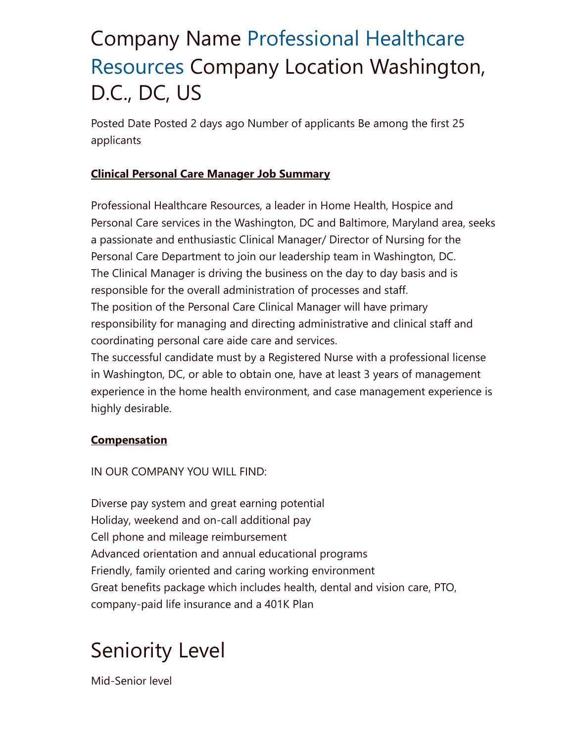# Company Name Professional Healthcare Resources Company Location Washington, D.C., DC, US

Posted Date Posted 2 days ago Number of applicants Be among the first 25 applicants

**Clinical Personal Care Manager Job Summary**

Professional Healthcare Resources, a leader in Home Health, Hospice and Personal Care services in the Washington, DC and Baltimore, Maryland area, seeks a passionate and enthusiastic Clinical Manager/ Director of Nursing for the Personal Care Department to join our leadership team in Washington, DC.
The Clinical Manager is driving the business on the day to day basis and is responsible for the overall administration of processes and staff.
The position of the Personal Care Clinical Manager will have primary responsibility for managing and directing administrative and clinical staff and coordinating personal care aide care and services.
The successful candidate must by a Registered Nurse with a professional license in Washington, DC, or able to obtain one, have at least 3 years of management experience in the home health environment, and case management experience is highly desirable.

**Compensation**

IN OUR COMPANY YOU WILL FIND:

Diverse pay system and great earning potential
Holiday, weekend and on-call additional pay
Cell phone and mileage reimbursement
Advanced orientation and annual educational programs
Friendly, family oriented and caring working environment
Great benefits package which includes health, dental and vision care, PTO, company-paid life insurance and a 401K Plan

# Seniority Level

Mid-Senior level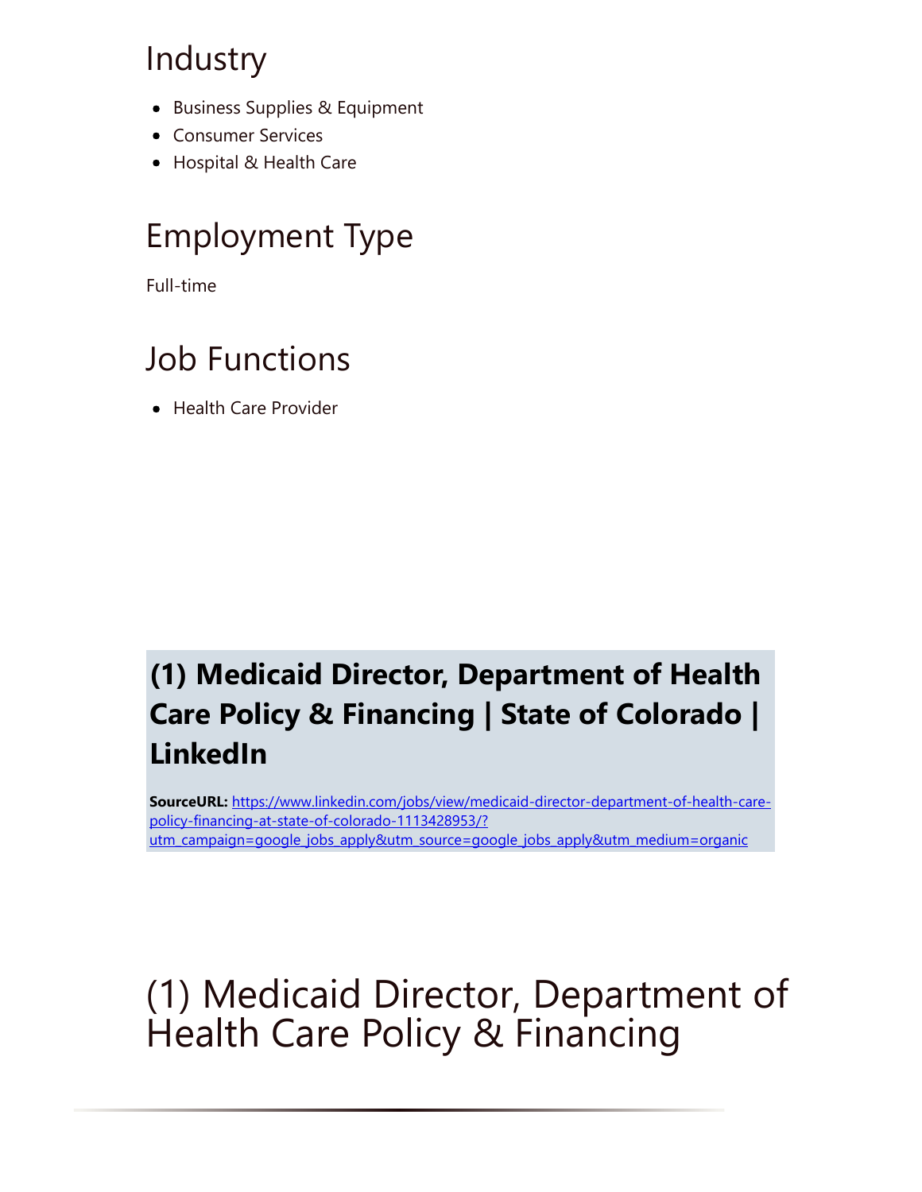## Industry

- Business Supplies & Equipment
- Consumer Services
- Hospital & Health Care

## Employment Type

Full-time

## Job Functions

- Health Care Provider

# (1) Medicaid Director, Department of Health Care Policy & Financing | State of Colorado | LinkedIn

**SourceURL:** https://www.linkedin.com/jobs/view/medicaid-director-department-of-health-care-policy-financing-at-state-of-colorado-1113428953/?utm_campaign=google_jobs_apply&utm_source=google_jobs_apply&utm_medium=organic

# (1) Medicaid Director, Department of Health Care Policy & Financing

---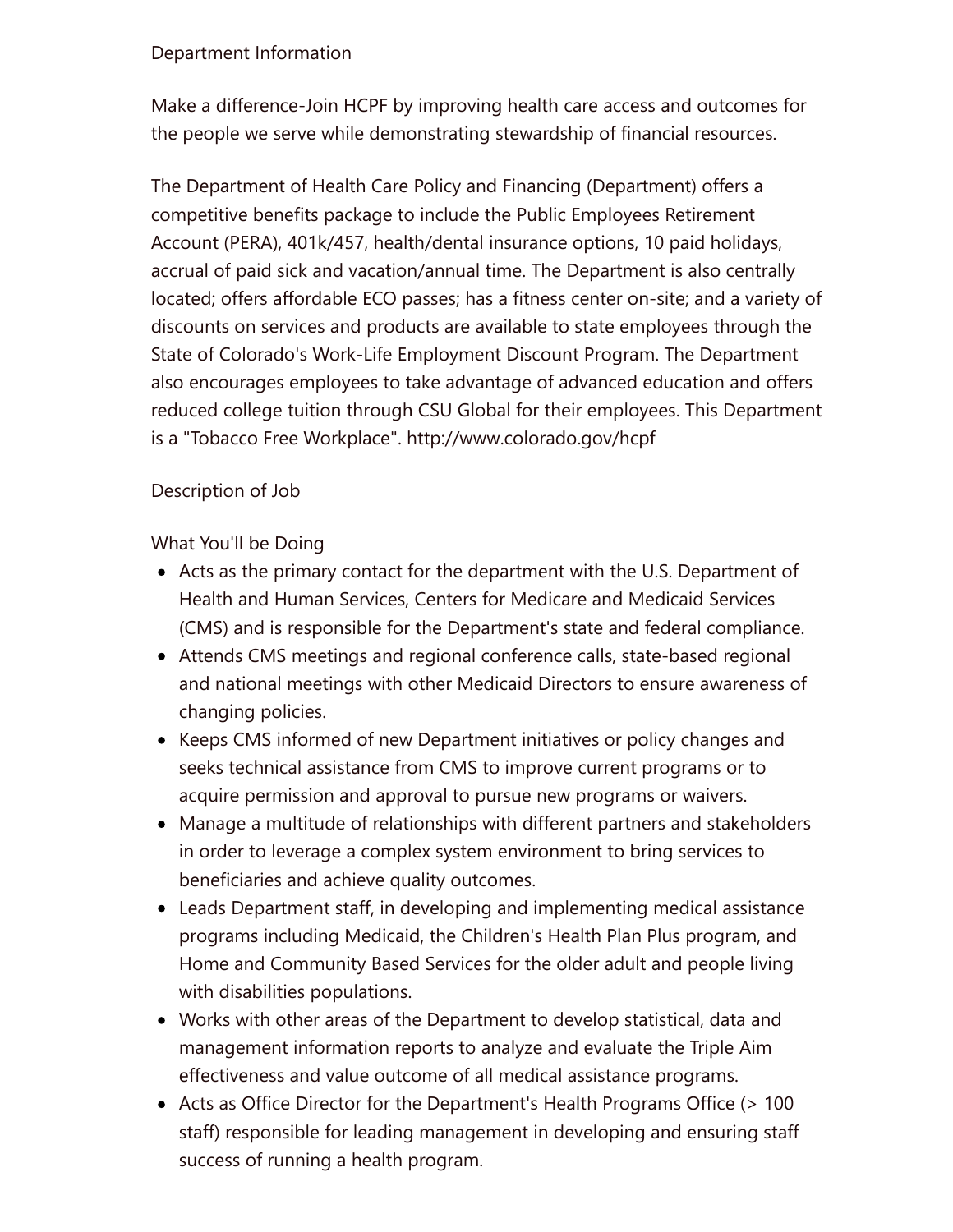Department Information

Make a difference-Join HCPF by improving health care access and outcomes for the people we serve while demonstrating stewardship of financial resources.

The Department of Health Care Policy and Financing (Department) offers a competitive benefits package to include the Public Employees Retirement Account (PERA), 401k/457, health/dental insurance options, 10 paid holidays, accrual of paid sick and vacation/annual time. The Department is also centrally located; offers affordable ECO passes; has a fitness center on-site; and a variety of discounts on services and products are available to state employees through the State of Colorado's Work-Life Employment Discount Program. The Department also encourages employees to take advantage of advanced education and offers reduced college tuition through CSU Global for their employees. This Department is a "Tobacco Free Workplace". http://www.colorado.gov/hcpf

Description of Job

What You'll be Doing

- Acts as the primary contact for the department with the U.S. Department of Health and Human Services, Centers for Medicare and Medicaid Services (CMS) and is responsible for the Department's state and federal compliance.
- Attends CMS meetings and regional conference calls, state-based regional and national meetings with other Medicaid Directors to ensure awareness of changing policies.
- Keeps CMS informed of new Department initiatives or policy changes and seeks technical assistance from CMS to improve current programs or to acquire permission and approval to pursue new programs or waivers.
- Manage a multitude of relationships with different partners and stakeholders in order to leverage a complex system environment to bring services to beneficiaries and achieve quality outcomes.
- Leads Department staff, in developing and implementing medical assistance programs including Medicaid, the Children's Health Plan Plus program, and Home and Community Based Services for the older adult and people living with disabilities populations.
- Works with other areas of the Department to develop statistical, data and management information reports to analyze and evaluate the Triple Aim effectiveness and value outcome of all medical assistance programs.
- Acts as Office Director for the Department's Health Programs Office (> 100 staff) responsible for leading management in developing and ensuring staff success of running a health program.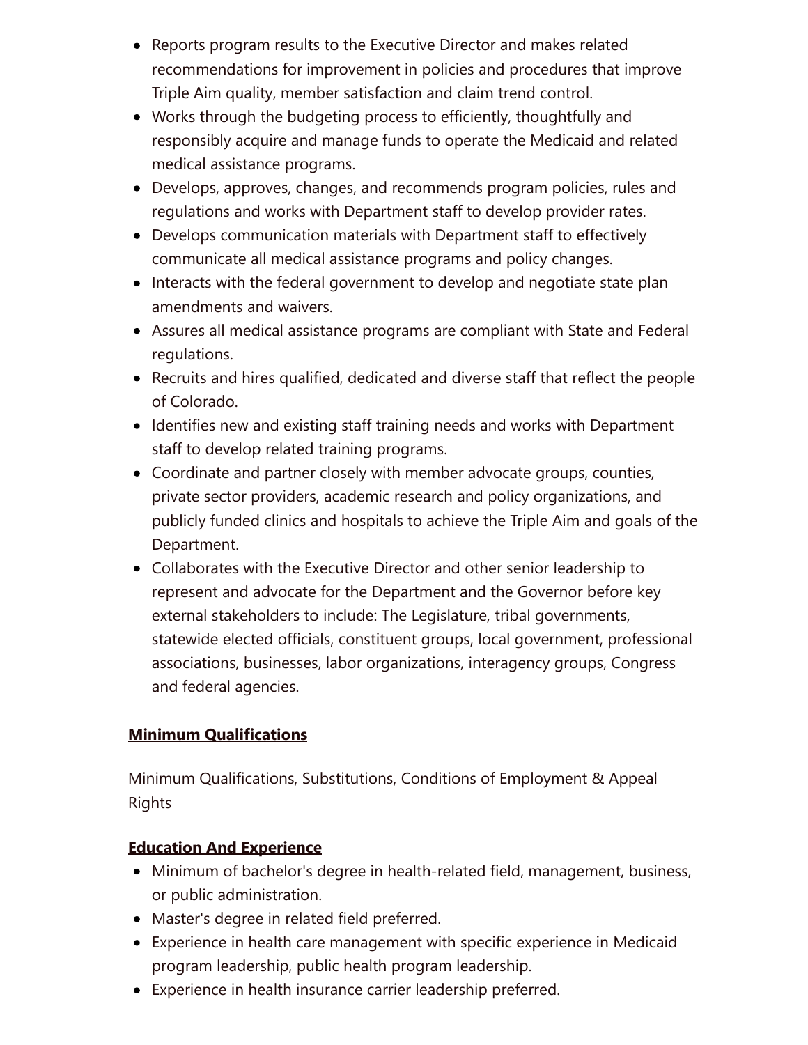- Reports program results to the Executive Director and makes related recommendations for improvement in policies and procedures that improve Triple Aim quality, member satisfaction and claim trend control.
- Works through the budgeting process to efficiently, thoughtfully and responsibly acquire and manage funds to operate the Medicaid and related medical assistance programs.
- Develops, approves, changes, and recommends program policies, rules and regulations and works with Department staff to develop provider rates.
- Develops communication materials with Department staff to effectively communicate all medical assistance programs and policy changes.
- Interacts with the federal government to develop and negotiate state plan amendments and waivers.
- Assures all medical assistance programs are compliant with State and Federal regulations.
- Recruits and hires qualified, dedicated and diverse staff that reflect the people of Colorado.
- Identifies new and existing staff training needs and works with Department staff to develop related training programs.
- Coordinate and partner closely with member advocate groups, counties, private sector providers, academic research and policy organizations, and publicly funded clinics and hospitals to achieve the Triple Aim and goals of the Department.
- Collaborates with the Executive Director and other senior leadership to represent and advocate for the Department and the Governor before key external stakeholders to include: The Legislature, tribal governments, statewide elected officials, constituent groups, local government, professional associations, businesses, labor organizations, interagency groups, Congress and federal agencies.

**Minimum Qualifications**

Minimum Qualifications, Substitutions, Conditions of Employment & Appeal Rights

**Education And Experience**

- Minimum of bachelor's degree in health-related field, management, business, or public administration.
- Master's degree in related field preferred.
- Experience in health care management with specific experience in Medicaid program leadership, public health program leadership.
- Experience in health insurance carrier leadership preferred.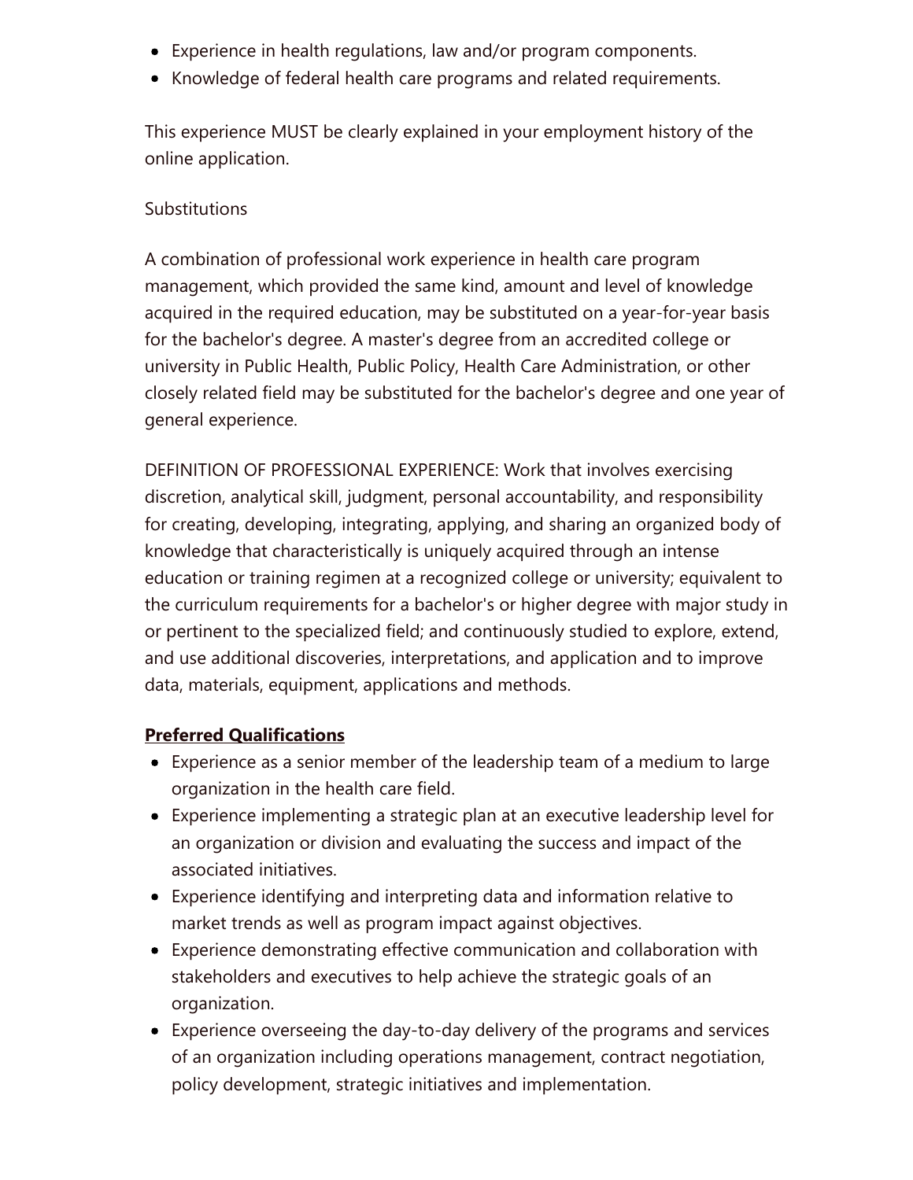- Experience in health regulations, law and/or program components.
- Knowledge of federal health care programs and related requirements.

This experience MUST be clearly explained in your employment history of the online application.

Substitutions

A combination of professional work experience in health care program management, which provided the same kind, amount and level of knowledge acquired in the required education, may be substituted on a year-for-year basis for the bachelor's degree. A master's degree from an accredited college or university in Public Health, Public Policy, Health Care Administration, or other closely related field may be substituted for the bachelor's degree and one year of general experience.

DEFINITION OF PROFESSIONAL EXPERIENCE: Work that involves exercising discretion, analytical skill, judgment, personal accountability, and responsibility for creating, developing, integrating, applying, and sharing an organized body of knowledge that characteristically is uniquely acquired through an intense education or training regimen at a recognized college or university; equivalent to the curriculum requirements for a bachelor's or higher degree with major study in or pertinent to the specialized field; and continuously studied to explore, extend, and use additional discoveries, interpretations, and application and to improve data, materials, equipment, applications and methods.

**Preferred Qualifications**

- Experience as a senior member of the leadership team of a medium to large organization in the health care field.
- Experience implementing a strategic plan at an executive leadership level for an organization or division and evaluating the success and impact of the associated initiatives.
- Experience identifying and interpreting data and information relative to market trends as well as program impact against objectives.
- Experience demonstrating effective communication and collaboration with stakeholders and executives to help achieve the strategic goals of an organization.
- Experience overseeing the day-to-day delivery of the programs and services of an organization including operations management, contract negotiation, policy development, strategic initiatives and implementation.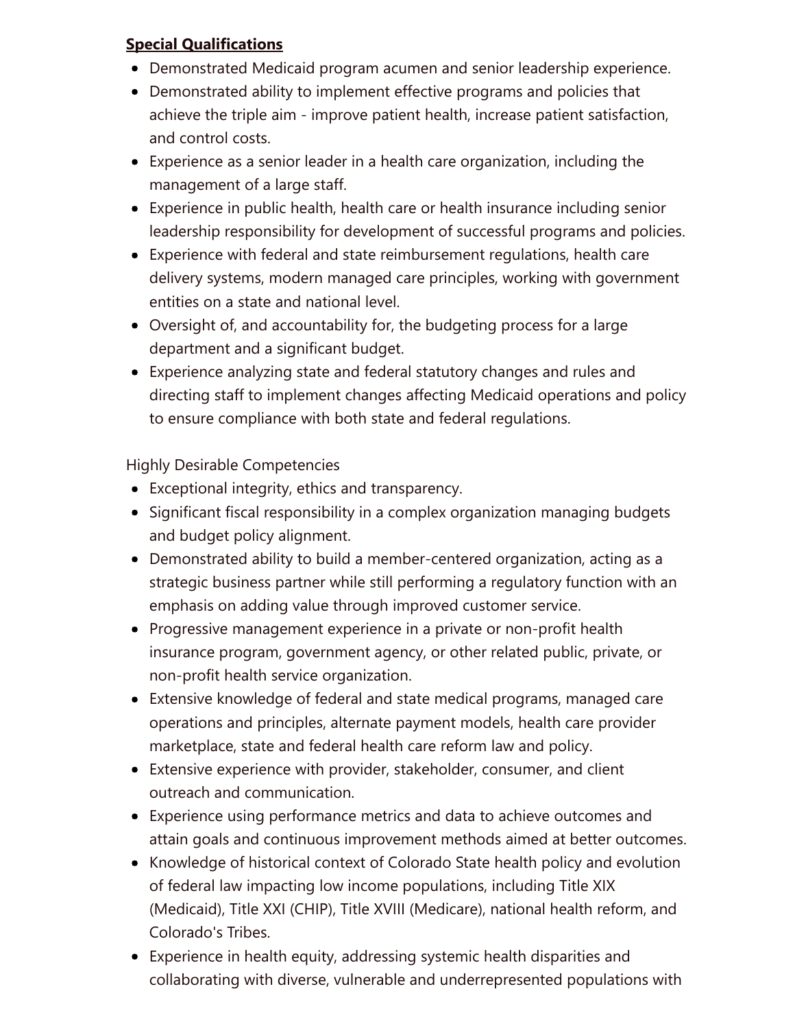**Special Qualifications**

- Demonstrated Medicaid program acumen and senior leadership experience.
- Demonstrated ability to implement effective programs and policies that achieve the triple aim - improve patient health, increase patient satisfaction, and control costs.
- Experience as a senior leader in a health care organization, including the management of a large staff.
- Experience in public health, health care or health insurance including senior leadership responsibility for development of successful programs and policies.
- Experience with federal and state reimbursement regulations, health care delivery systems, modern managed care principles, working with government entities on a state and national level.
- Oversight of, and accountability for, the budgeting process for a large department and a significant budget.
- Experience analyzing state and federal statutory changes and rules and directing staff to implement changes affecting Medicaid operations and policy to ensure compliance with both state and federal regulations.

Highly Desirable Competencies

- Exceptional integrity, ethics and transparency.
- Significant fiscal responsibility in a complex organization managing budgets and budget policy alignment.
- Demonstrated ability to build a member-centered organization, acting as a strategic business partner while still performing a regulatory function with an emphasis on adding value through improved customer service.
- Progressive management experience in a private or non-profit health insurance program, government agency, or other related public, private, or non-profit health service organization.
- Extensive knowledge of federal and state medical programs, managed care operations and principles, alternate payment models, health care provider marketplace, state and federal health care reform law and policy.
- Extensive experience with provider, stakeholder, consumer, and client outreach and communication.
- Experience using performance metrics and data to achieve outcomes and attain goals and continuous improvement methods aimed at better outcomes.
- Knowledge of historical context of Colorado State health policy and evolution of federal law impacting low income populations, including Title XIX (Medicaid), Title XXI (CHIP), Title XVIII (Medicare), national health reform, and Colorado's Tribes.
- Experience in health equity, addressing systemic health disparities and collaborating with diverse, vulnerable and underrepresented populations with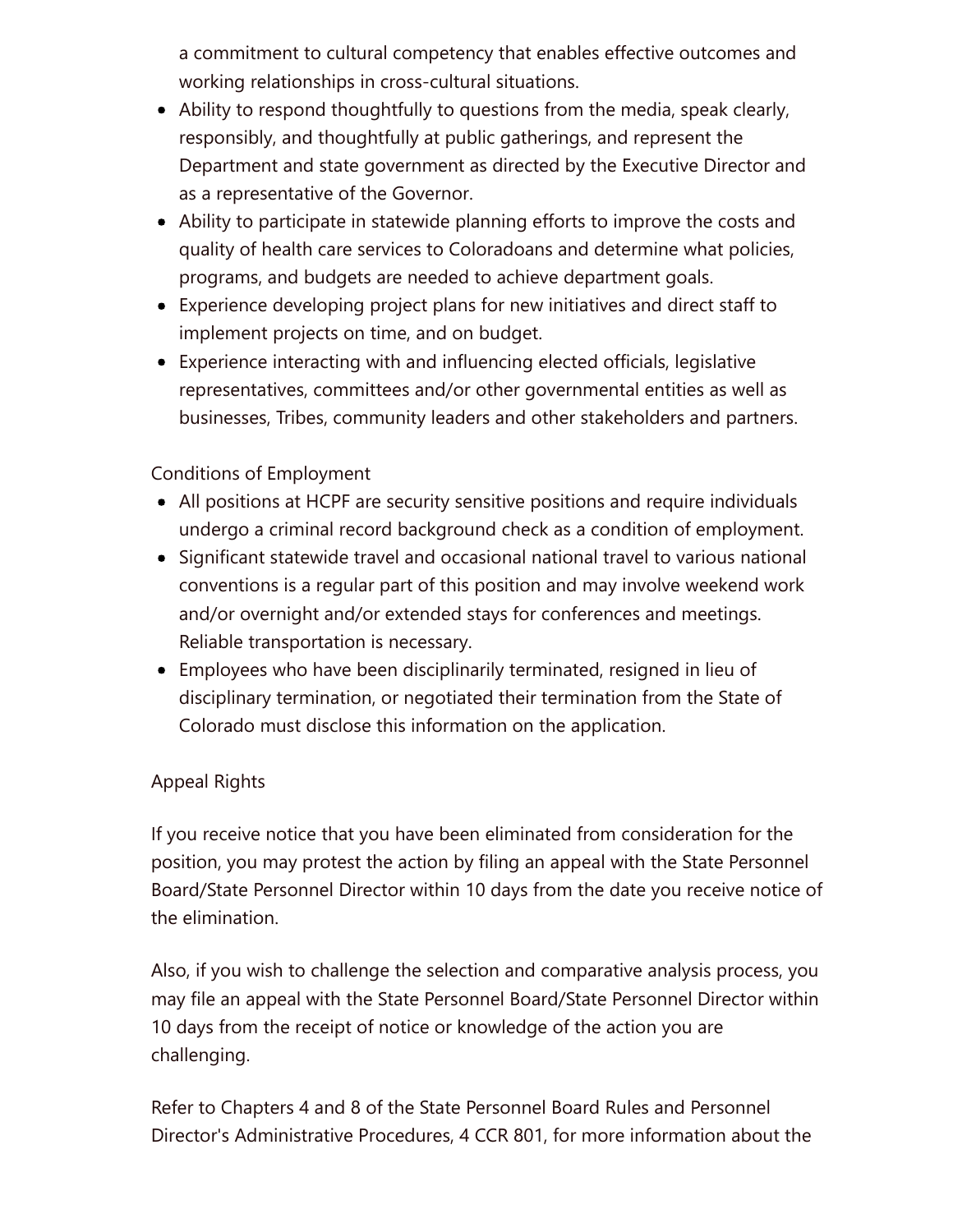a commitment to cultural competency that enables effective outcomes and working relationships in cross-cultural situations.

- Ability to respond thoughtfully to questions from the media, speak clearly, responsibly, and thoughtfully at public gatherings, and represent the Department and state government as directed by the Executive Director and as a representative of the Governor.
- Ability to participate in statewide planning efforts to improve the costs and quality of health care services to Coloradoans and determine what policies, programs, and budgets are needed to achieve department goals.
- Experience developing project plans for new initiatives and direct staff to implement projects on time, and on budget.
- Experience interacting with and influencing elected officials, legislative representatives, committees and/or other governmental entities as well as businesses, Tribes, community leaders and other stakeholders and partners.

Conditions of Employment

- All positions at HCPF are security sensitive positions and require individuals undergo a criminal record background check as a condition of employment.
- Significant statewide travel and occasional national travel to various national conventions is a regular part of this position and may involve weekend work and/or overnight and/or extended stays for conferences and meetings. Reliable transportation is necessary.
- Employees who have been disciplinarily terminated, resigned in lieu of disciplinary termination, or negotiated their termination from the State of Colorado must disclose this information on the application.

Appeal Rights

If you receive notice that you have been eliminated from consideration for the position, you may protest the action by filing an appeal with the State Personnel Board/State Personnel Director within 10 days from the date you receive notice of the elimination.

Also, if you wish to challenge the selection and comparative analysis process, you may file an appeal with the State Personnel Board/State Personnel Director within 10 days from the receipt of notice or knowledge of the action you are challenging.

Refer to Chapters 4 and 8 of the State Personnel Board Rules and Personnel Director's Administrative Procedures, 4 CCR 801, for more information about the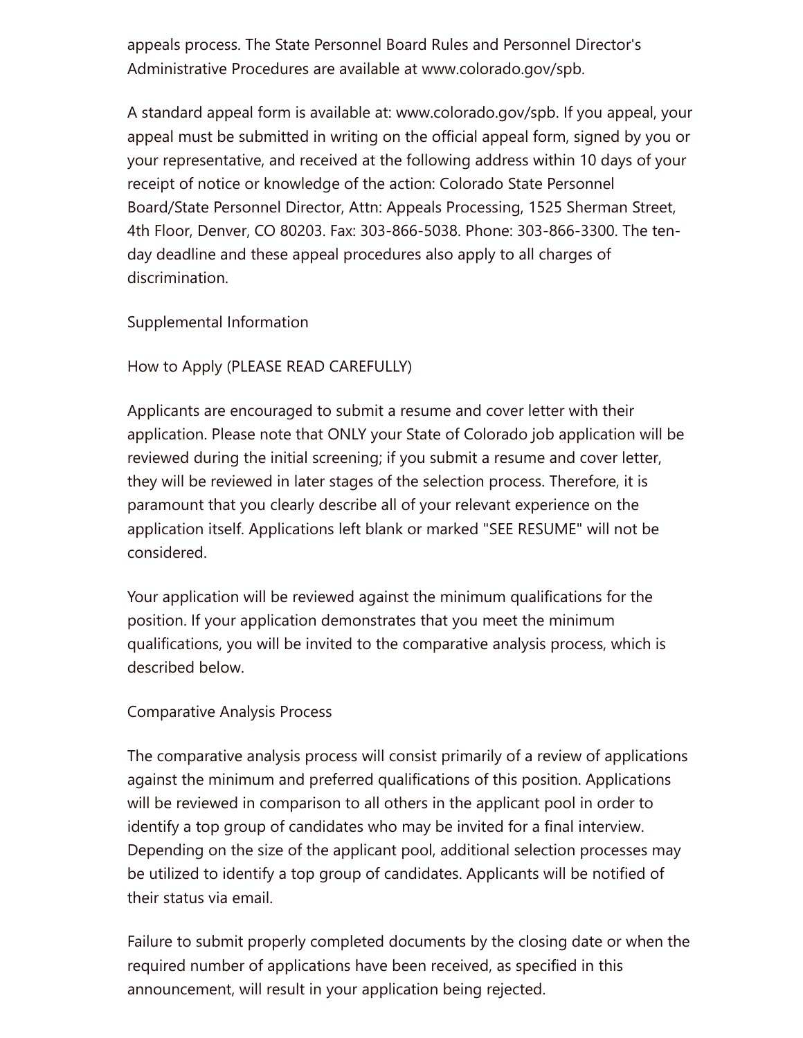appeals process. The State Personnel Board Rules and Personnel Director's Administrative Procedures are available at www.colorado.gov/spb.

A standard appeal form is available at: www.colorado.gov/spb. If you appeal, your appeal must be submitted in writing on the official appeal form, signed by you or your representative, and received at the following address within 10 days of your receipt of notice or knowledge of the action: Colorado State Personnel Board/State Personnel Director, Attn: Appeals Processing, 1525 Sherman Street, 4th Floor, Denver, CO 80203. Fax: 303-866-5038. Phone: 303-866-3300. The ten-day deadline and these appeal procedures also apply to all charges of discrimination.

Supplemental Information

How to Apply (PLEASE READ CAREFULLY)

Applicants are encouraged to submit a resume and cover letter with their application. Please note that ONLY your State of Colorado job application will be reviewed during the initial screening; if you submit a resume and cover letter, they will be reviewed in later stages of the selection process. Therefore, it is paramount that you clearly describe all of your relevant experience on the application itself. Applications left blank or marked "SEE RESUME" will not be considered.

Your application will be reviewed against the minimum qualifications for the position. If your application demonstrates that you meet the minimum qualifications, you will be invited to the comparative analysis process, which is described below.

Comparative Analysis Process

The comparative analysis process will consist primarily of a review of applications against the minimum and preferred qualifications of this position. Applications will be reviewed in comparison to all others in the applicant pool in order to identify a top group of candidates who may be invited for a final interview. Depending on the size of the applicant pool, additional selection processes may be utilized to identify a top group of candidates. Applicants will be notified of their status via email.

Failure to submit properly completed documents by the closing date or when the required number of applications have been received, as specified in this announcement, will result in your application being rejected.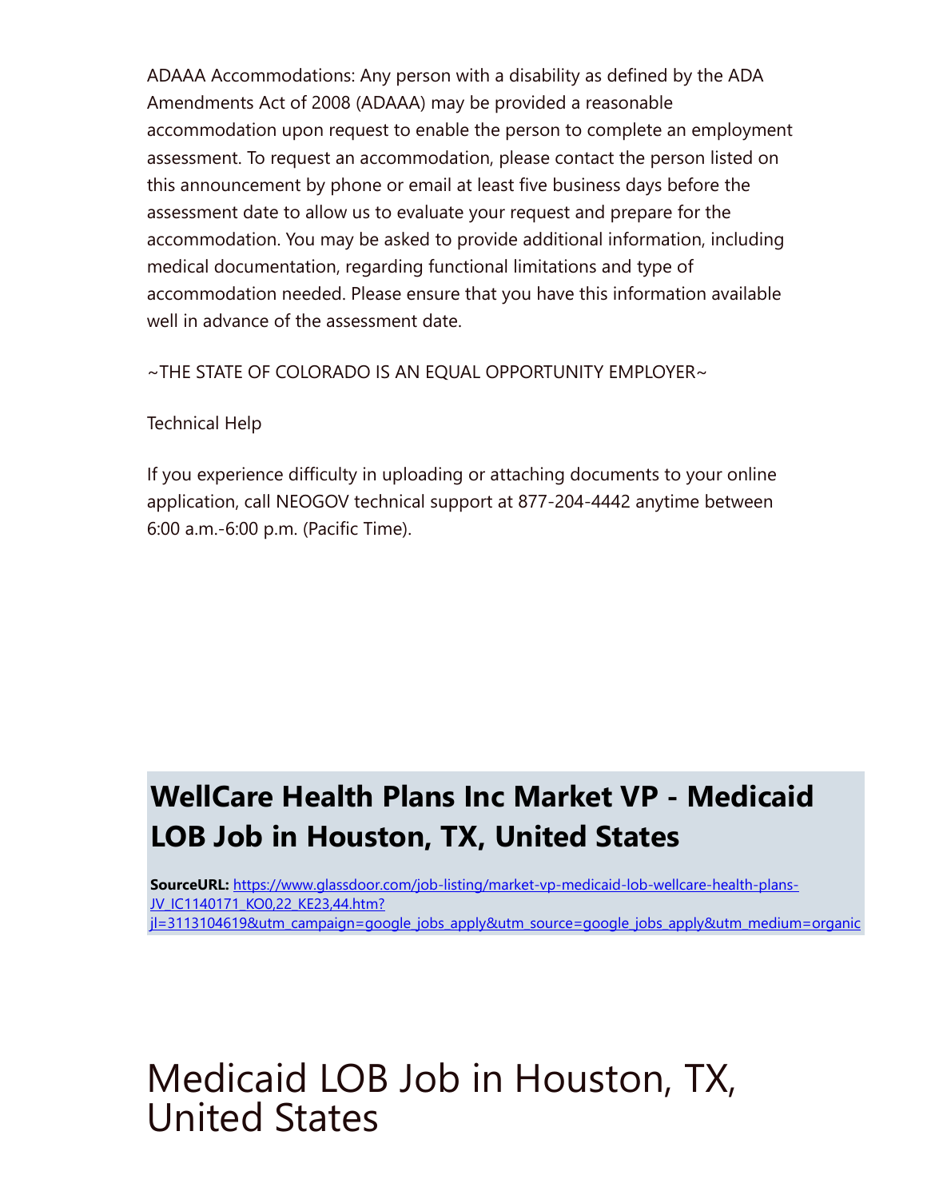ADAAA Accommodations: Any person with a disability as defined by the ADA Amendments Act of 2008 (ADAAA) may be provided a reasonable accommodation upon request to enable the person to complete an employment assessment. To request an accommodation, please contact the person listed on this announcement by phone or email at least five business days before the assessment date to allow us to evaluate your request and prepare for the accommodation. You may be asked to provide additional information, including medical documentation, regarding functional limitations and type of accommodation needed. Please ensure that you have this information available well in advance of the assessment date.

~THE STATE OF COLORADO IS AN EQUAL OPPORTUNITY EMPLOYER~

Technical Help

If you experience difficulty in uploading or attaching documents to your online application, call NEOGOV technical support at 877-204-4442 anytime between 6:00 a.m.-6:00 p.m. (Pacific Time).

## WellCare Health Plans Inc Market VP - Medicaid LOB Job in Houston, TX, United States

**SourceURL:** [https://www.glassdoor.com/job-listing/market-vp-medicaid-lob-wellcare-health-plans-JV_IC1140171_KO0,22_KE23,44.htm?jl=3113104619&utm_campaign=google_jobs_apply&utm_source=google_jobs_apply&utm_medium=organic](https://www.glassdoor.com/job-listing/market-vp-medicaid-lob-wellcare-health-plans-JV_IC1140171_KO0,22_KE23,44.htm?jl=3113104619&utm_campaign=google_jobs_apply&utm_source=google_jobs_apply&utm_medium=organic)

# Medicaid LOB Job in Houston, TX, United States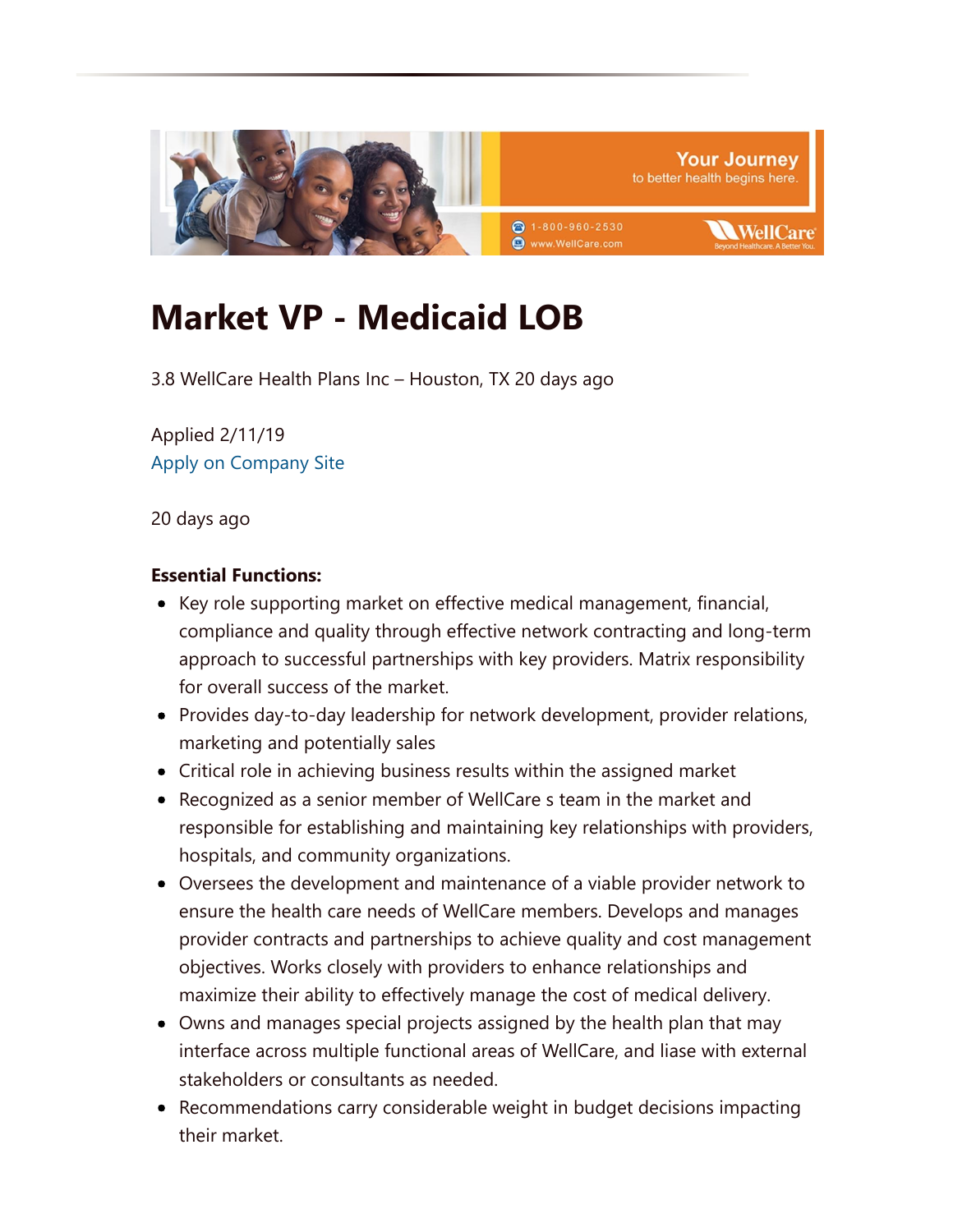# Market VP - Medicaid LOB

3.8 WellCare Health Plans Inc – Houston, TX 20 days ago

Applied 2/11/19
Apply on Company Site

20 days ago

**Essential Functions:**

- Key role supporting market on effective medical management, financial, compliance and quality through effective network contracting and long-term approach to successful partnerships with key providers. Matrix responsibility for overall success of the market.
- Provides day-to-day leadership for network development, provider relations, marketing and potentially sales
- Critical role in achieving business results within the assigned market
- Recognized as a senior member of WellCare s team in the market and responsible for establishing and maintaining key relationships with providers, hospitals, and community organizations.
- Oversees the development and maintenance of a viable provider network to ensure the health care needs of WellCare members. Develops and manages provider contracts and partnerships to achieve quality and cost management objectives. Works closely with providers to enhance relationships and maximize their ability to effectively manage the cost of medical delivery.
- Owns and manages special projects assigned by the health plan that may interface across multiple functional areas of WellCare, and liase with external stakeholders or consultants as needed.
- Recommendations carry considerable weight in budget decisions impacting their market.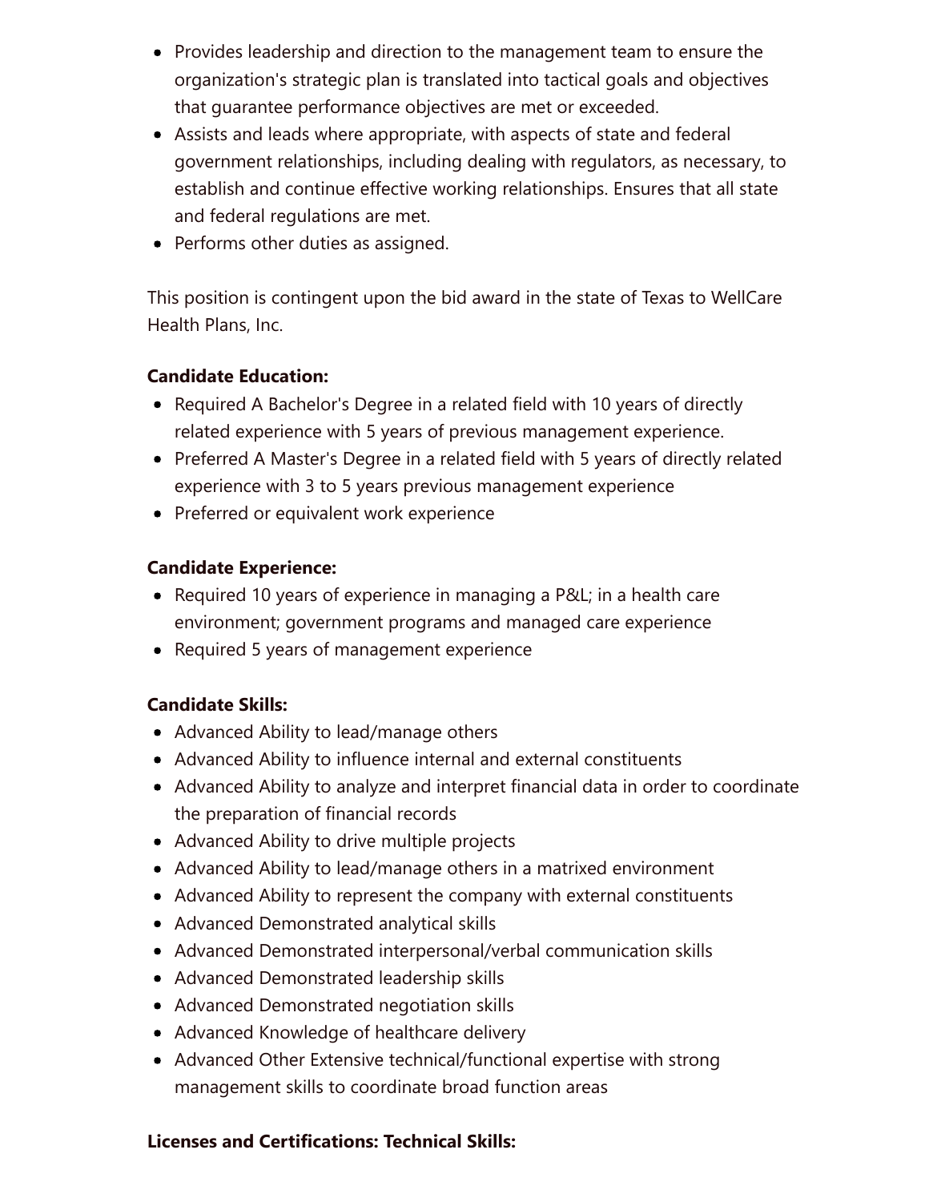- Provides leadership and direction to the management team to ensure the organization's strategic plan is translated into tactical goals and objectives that guarantee performance objectives are met or exceeded.
- Assists and leads where appropriate, with aspects of state and federal government relationships, including dealing with regulators, as necessary, to establish and continue effective working relationships. Ensures that all state and federal regulations are met.
- Performs other duties as assigned.

This position is contingent upon the bid award in the state of Texas to WellCare Health Plans, Inc.

**Candidate Education:**

- Required A Bachelor's Degree in a related field with 10 years of directly related experience with 5 years of previous management experience.
- Preferred A Master's Degree in a related field with 5 years of directly related experience with 3 to 5 years previous management experience
- Preferred or equivalent work experience

**Candidate Experience:**

- Required 10 years of experience in managing a P&L; in a health care environment; government programs and managed care experience
- Required 5 years of management experience

**Candidate Skills:**

- Advanced Ability to lead/manage others
- Advanced Ability to influence internal and external constituents
- Advanced Ability to analyze and interpret financial data in order to coordinate the preparation of financial records
- Advanced Ability to drive multiple projects
- Advanced Ability to lead/manage others in a matrixed environment
- Advanced Ability to represent the company with external constituents
- Advanced Demonstrated analytical skills
- Advanced Demonstrated interpersonal/verbal communication skills
- Advanced Demonstrated leadership skills
- Advanced Demonstrated negotiation skills
- Advanced Knowledge of healthcare delivery
- Advanced Other Extensive technical/functional expertise with strong management skills to coordinate broad function areas

**Licenses and Certifications: Technical Skills:**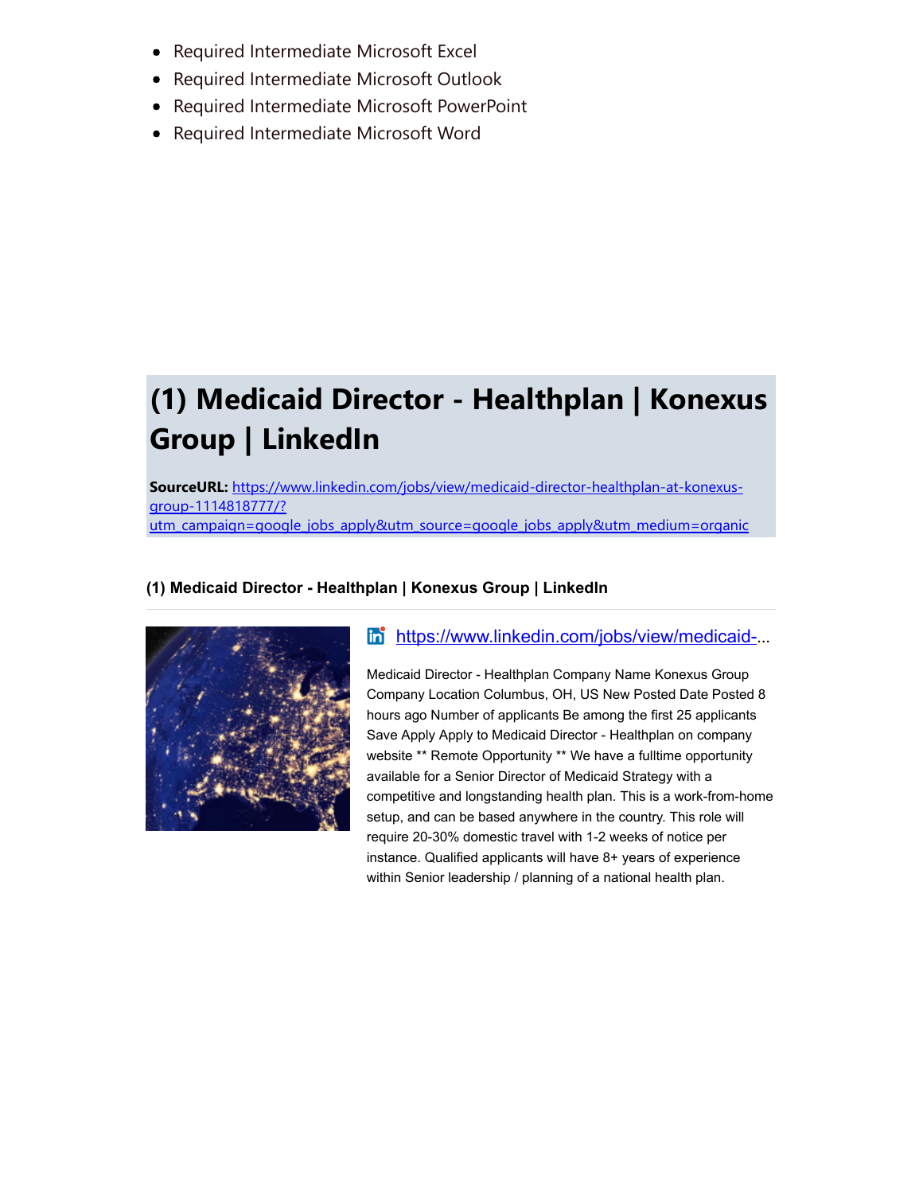- Required Intermediate Microsoft Excel
- Required Intermediate Microsoft Outlook
- Required Intermediate Microsoft PowerPoint
- Required Intermediate Microsoft Word

# (1) Medicaid Director - Healthplan | Konexus Group | LinkedIn

**SourceURL:** [https://www.linkedin.com/jobs/view/medicaid-director-healthplan-at-konexus-group-1114818777/?utm_campaign=google_jobs_apply&utm_source=google_jobs_apply&utm_medium=organic](https://www.linkedin.com/jobs/view/medicaid-director-healthplan-at-konexus-group-1114818777/?utm_campaign=google_jobs_apply&utm_source=google_jobs_apply&utm_medium=organic)

### (1) Medicaid Director - Healthplan | Konexus Group | LinkedIn

https://www.linkedin.com/jobs/view/medicaid-...

Medicaid Director - Healthplan Company Name Konexus Group Company Location Columbus, OH, US New Posted Date Posted 8 hours ago Number of applicants Be among the first 25 applicants Save Apply Apply to Medicaid Director - Healthplan on company website ** Remote Opportunity ** We have a fulltime opportunity available for a Senior Director of Medicaid Strategy with a competitive and longstanding health plan. This is a work-from-home setup, and can be based anywhere in the country. This role will require 20-30% domestic travel with 1-2 weeks of notice per instance. Qualified applicants will have 8+ years of experience within Senior leadership / planning of a national health plan.